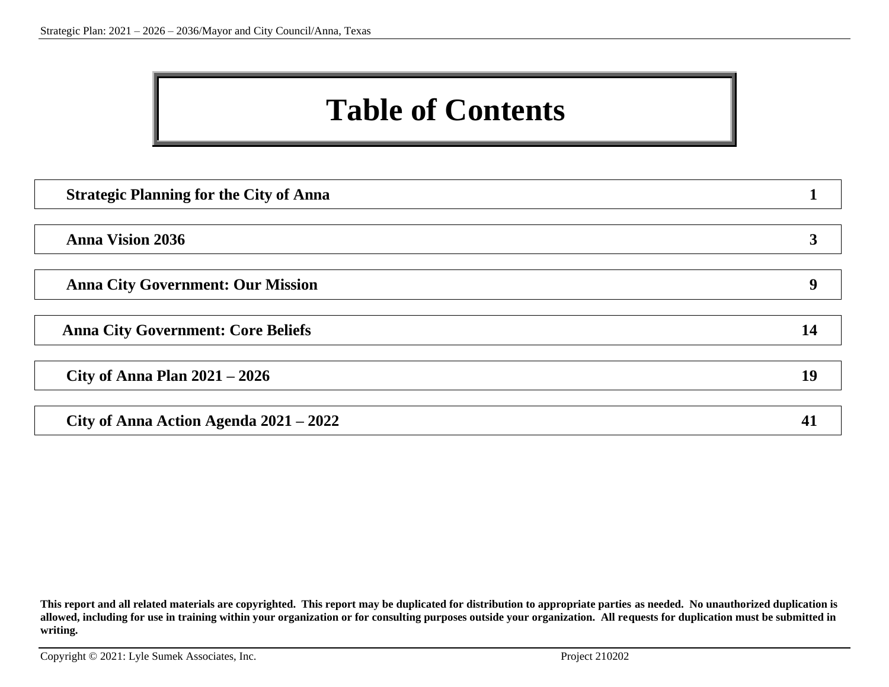# Table of Contents

| | |
|---|---|
| **Strategic Planning for the City of Anna** | **1** |
| **Anna Vision 2036** | **3** |
| **Anna City Government: Our Mission** | **9** |
| **Anna City Government: Core Beliefs** | **14** |
| **City of Anna Plan 2021 – 2026** | **19** |
| **City of Anna Action Agenda 2021 – 2022** | **41** |

**This report and all related materials are copyrighted. This report may be duplicated for distribution to appropriate parties as needed. No unauthorized duplication is allowed, including for use in training within your organization or for consulting purposes outside your organization. All requests for duplication must be submitted in writing.**

Copyright © 2021: Lyle Sumek Associates, Inc. Project 210202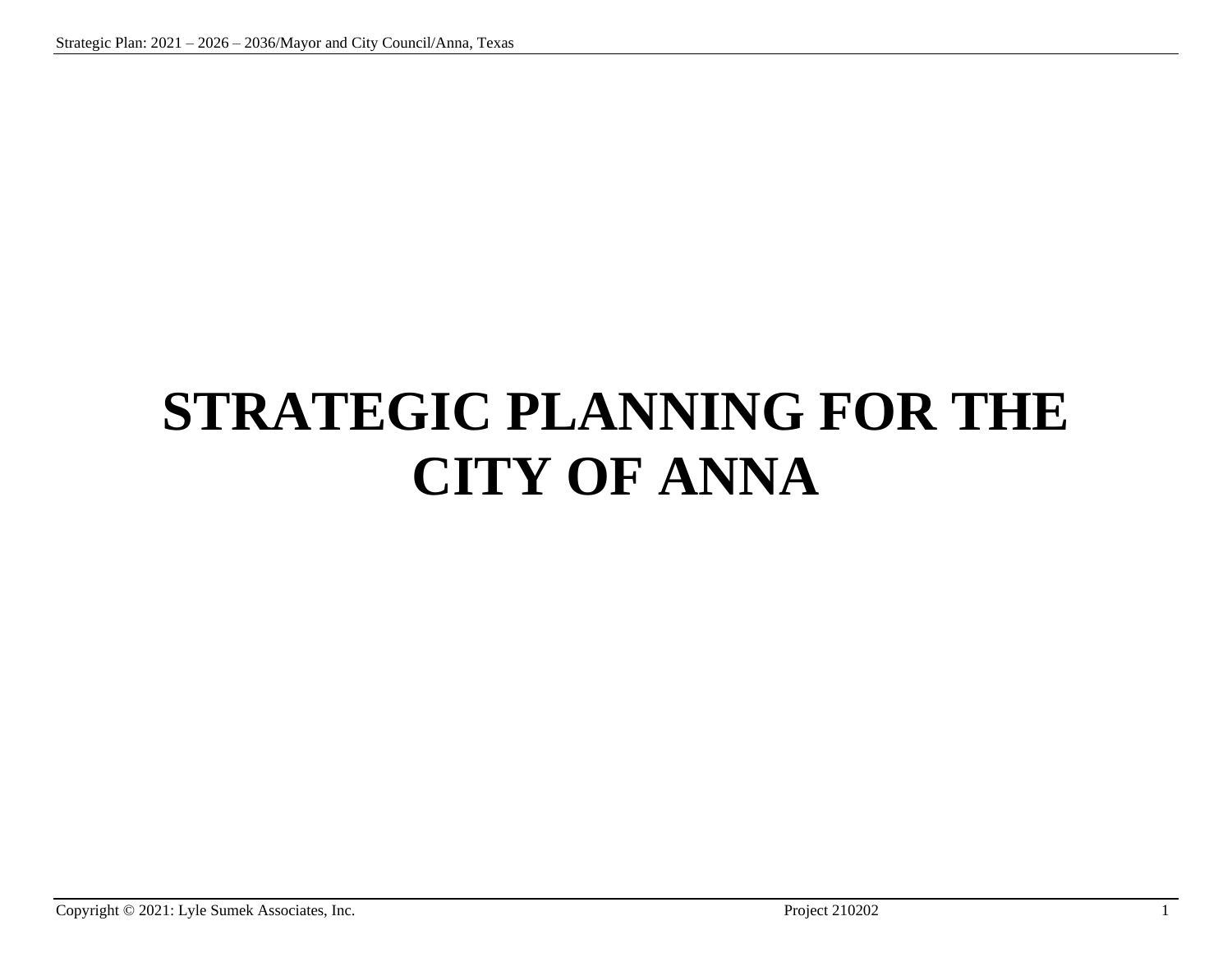# STRATEGIC PLANNING FOR THE CITY OF ANNA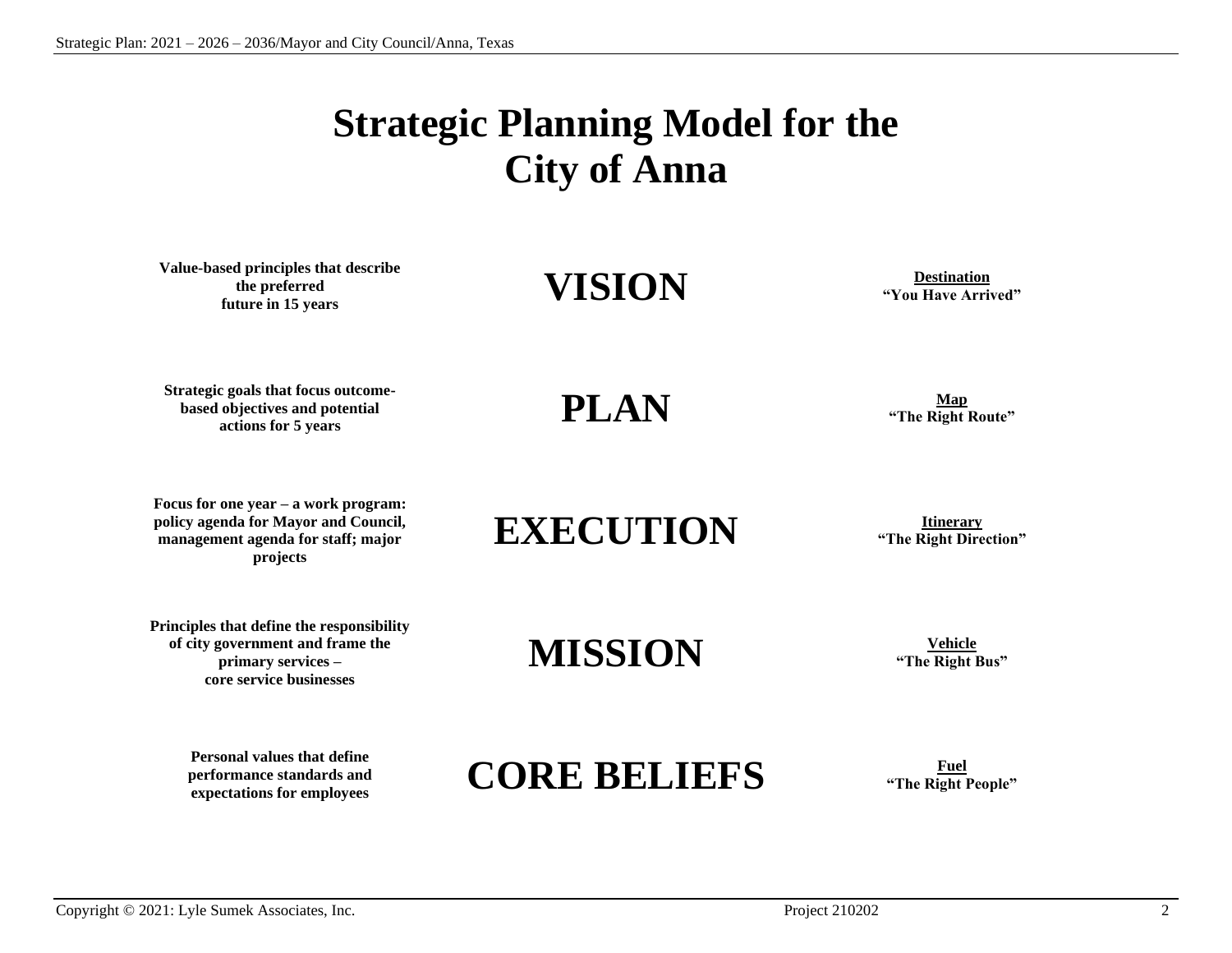# Strategic Planning Model for the City of Anna

| Description | Element | Metaphor |
|---|---|---|
| **Value-based principles that describe the preferred future in 15 years** | **VISION** | **Destination** "You Have Arrived" |
| **Strategic goals that focus outcome-based objectives and potential actions for 5 years** | **PLAN** | **Map** "The Right Route" |
| **Focus for one year – a work program: policy agenda for Mayor and Council, management agenda for staff; major projects** | **EXECUTION** | **Itinerary** "The Right Direction" |
| **Principles that define the responsibility of city government and frame the primary services – core service businesses** | **MISSION** | **Vehicle** "The Right Bus" |
| **Personal values that define performance standards and expectations for employees** | **CORE BELIEFS** | **Fuel** "The Right People" |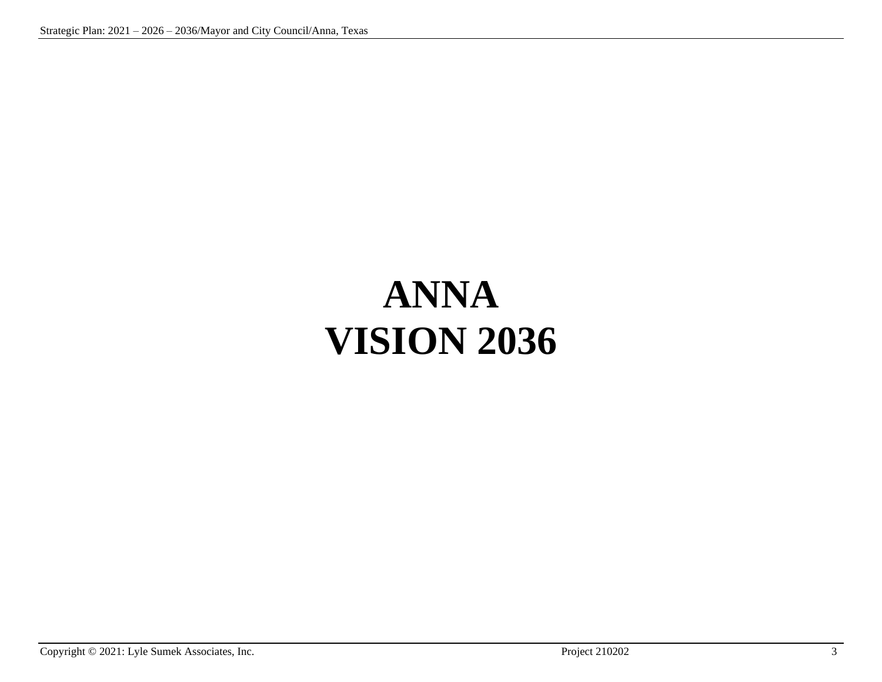# ANNA
# VISION 2036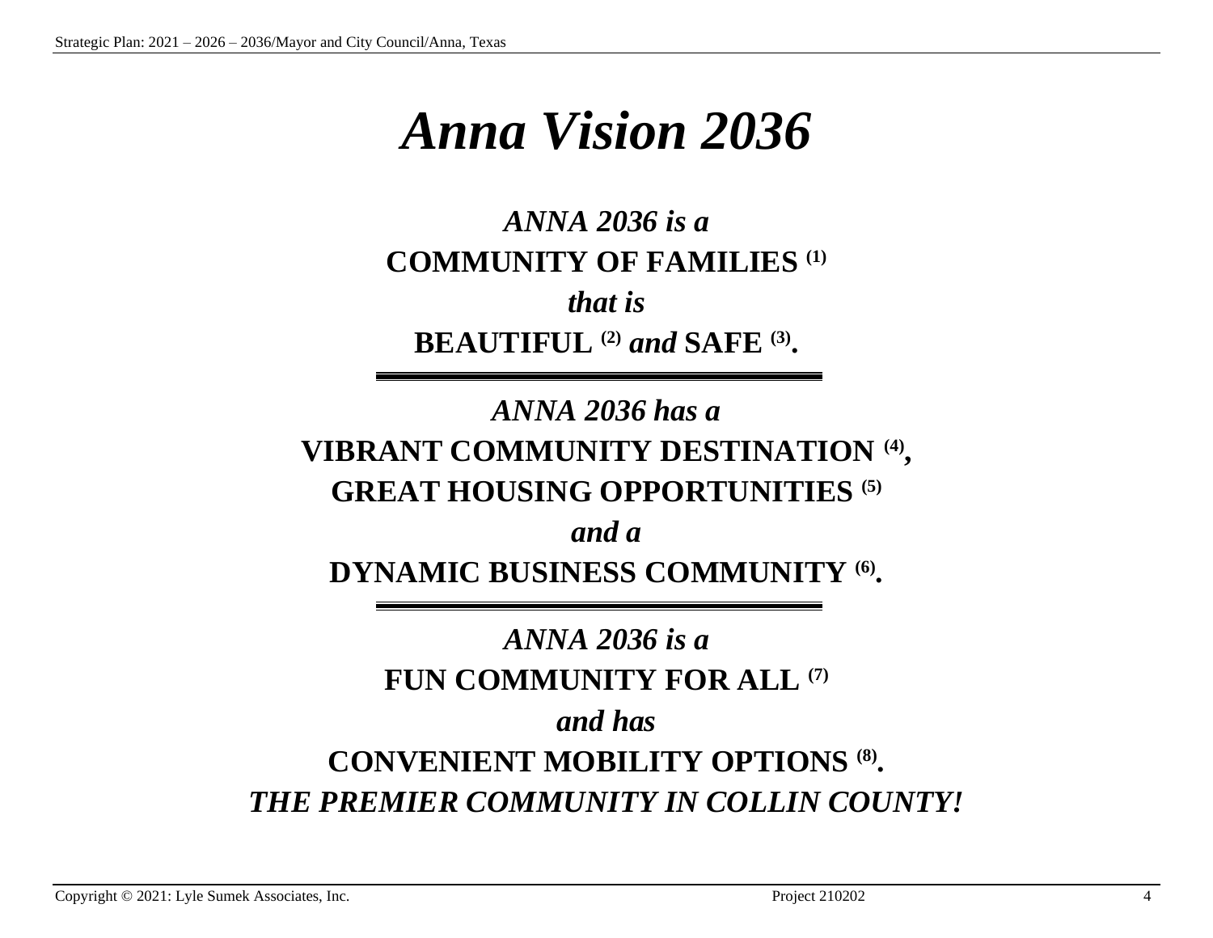# *Anna Vision 2036*

***ANNA 2036 is a***

**COMMUNITY OF FAMILIES [1]**

***that is***

**BEAUTIFUL [2] *and* SAFE [3].**

---

***ANNA 2036 has a***

**VIBRANT COMMUNITY DESTINATION [4],**

**GREAT HOUSING OPPORTUNITIES [5]**

***and a***

**DYNAMIC BUSINESS COMMUNITY [6].**

---

***ANNA 2036 is a***

**FUN COMMUNITY FOR ALL [7]**

***and has***

**CONVENIENT MOBILITY OPTIONS [8].**

***THE PREMIER COMMUNITY IN COLLIN COUNTY!***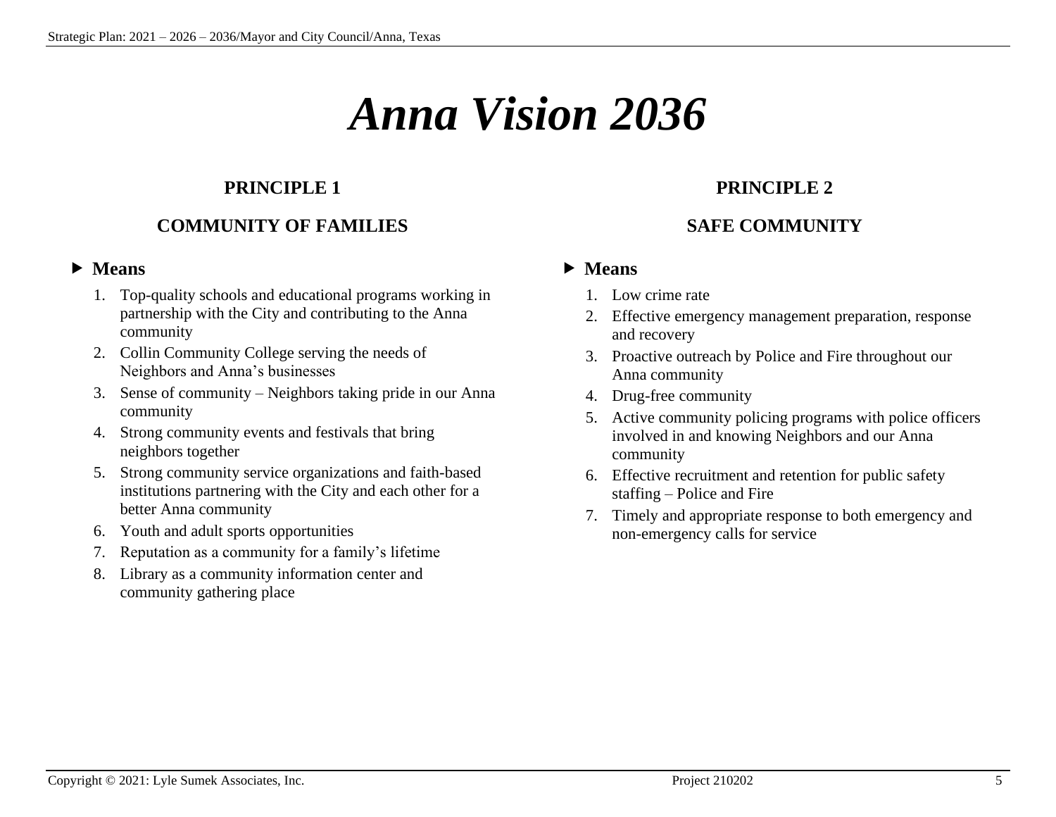# *Anna Vision 2036*

## PRINCIPLE 1

## COMMUNITY OF FAMILIES

▶ **Means**

1. Top-quality schools and educational programs working in partnership with the City and contributing to the Anna community
2. Collin Community College serving the needs of Neighbors and Anna's businesses
3. Sense of community – Neighbors taking pride in our Anna community
4. Strong community events and festivals that bring neighbors together
5. Strong community service organizations and faith-based institutions partnering with the City and each other for a better Anna community
6. Youth and adult sports opportunities
7. Reputation as a community for a family's lifetime
8. Library as a community information center and community gathering place

## PRINCIPLE 2

## SAFE COMMUNITY

▶ **Means**

1. Low crime rate
2. Effective emergency management preparation, response and recovery
3. Proactive outreach by Police and Fire throughout our Anna community
4. Drug-free community
5. Active community policing programs with police officers involved in and knowing Neighbors and our Anna community
6. Effective recruitment and retention for public safety staffing – Police and Fire
7. Timely and appropriate response to both emergency and non-emergency calls for service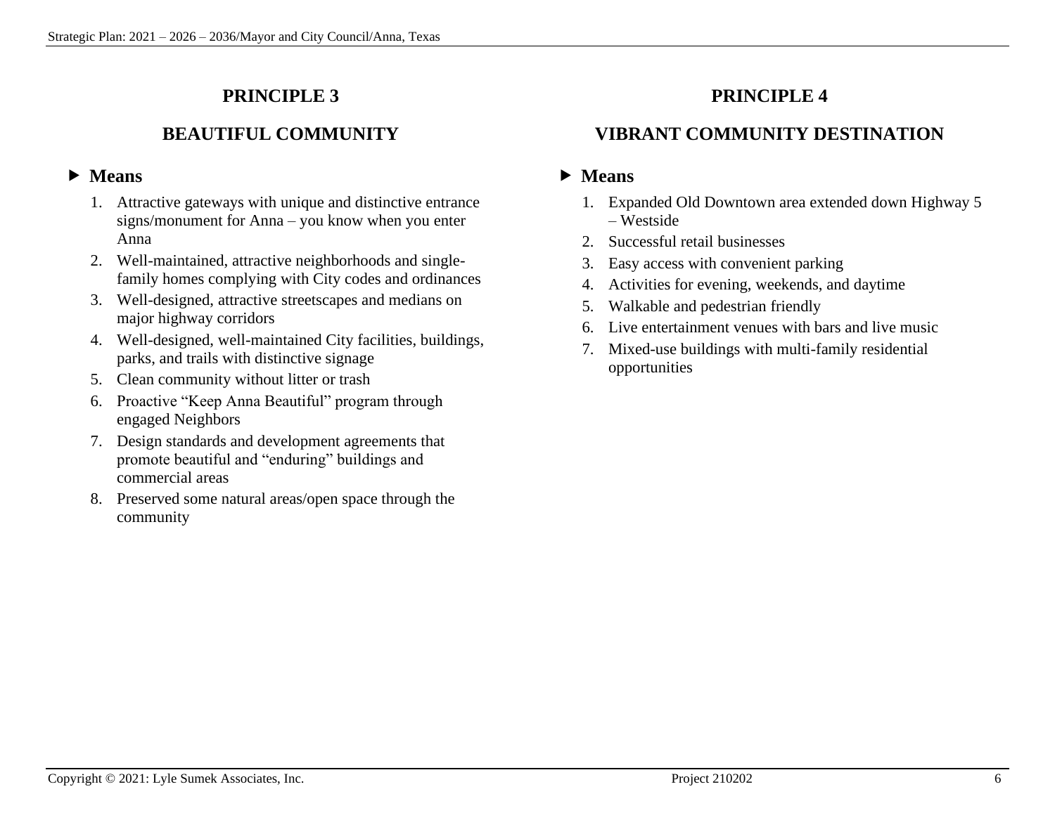## PRINCIPLE 3

## BEAUTIFUL COMMUNITY

### ▶ Means

1. Attractive gateways with unique and distinctive entrance signs/monument for Anna – you know when you enter Anna
2. Well-maintained, attractive neighborhoods and single-family homes complying with City codes and ordinances
3. Well-designed, attractive streetscapes and medians on major highway corridors
4. Well-designed, well-maintained City facilities, buildings, parks, and trails with distinctive signage
5. Clean community without litter or trash
6. Proactive "Keep Anna Beautiful" program through engaged Neighbors
7. Design standards and development agreements that promote beautiful and "enduring" buildings and commercial areas
8. Preserved some natural areas/open space through the community

## PRINCIPLE 4

## VIBRANT COMMUNITY DESTINATION

### ▶ Means

1. Expanded Old Downtown area extended down Highway 5 – Westside
2. Successful retail businesses
3. Easy access with convenient parking
4. Activities for evening, weekends, and daytime
5. Walkable and pedestrian friendly
6. Live entertainment venues with bars and live music
7. Mixed-use buildings with multi-family residential opportunities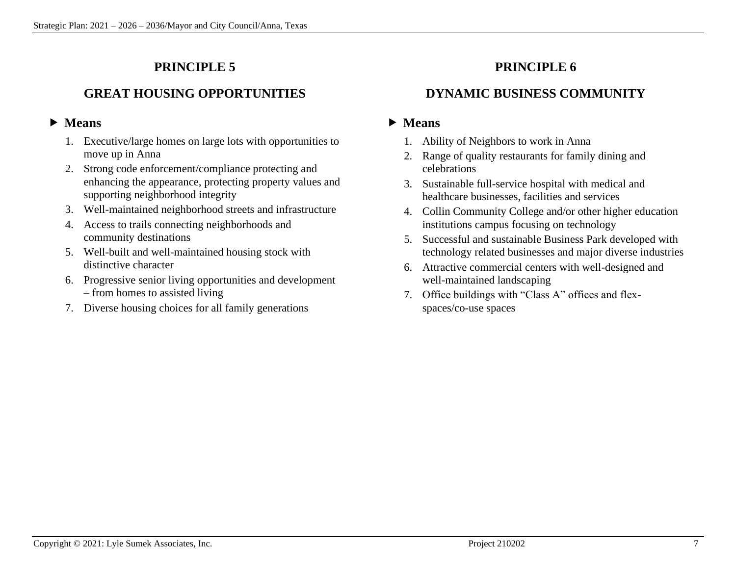## PRINCIPLE 5

## GREAT HOUSING OPPORTUNITIES

### Means

1. Executive/large homes on large lots with opportunities to move up in Anna
2. Strong code enforcement/compliance protecting and enhancing the appearance, protecting property values and supporting neighborhood integrity
3. Well-maintained neighborhood streets and infrastructure
4. Access to trails connecting neighborhoods and community destinations
5. Well-built and well-maintained housing stock with distinctive character
6. Progressive senior living opportunities and development – from homes to assisted living
7. Diverse housing choices for all family generations

## PRINCIPLE 6

## DYNAMIC BUSINESS COMMUNITY

### Means

1. Ability of Neighbors to work in Anna
2. Range of quality restaurants for family dining and celebrations
3. Sustainable full-service hospital with medical and healthcare businesses, facilities and services
4. Collin Community College and/or other higher education institutions campus focusing on technology
5. Successful and sustainable Business Park developed with technology related businesses and major diverse industries
6. Attractive commercial centers with well-designed and well-maintained landscaping
7. Office buildings with "Class A" offices and flex-spaces/co-use spaces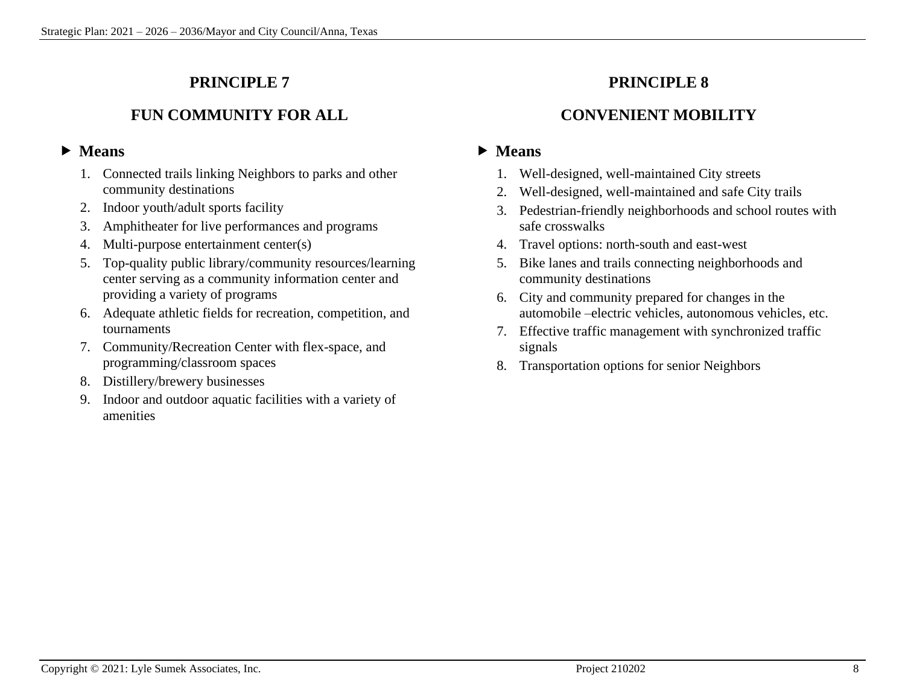## PRINCIPLE 7

## FUN COMMUNITY FOR ALL

### ▶ Means

1. Connected trails linking Neighbors to parks and other community destinations
2. Indoor youth/adult sports facility
3. Amphitheater for live performances and programs
4. Multi-purpose entertainment center(s)
5. Top-quality public library/community resources/learning center serving as a community information center and providing a variety of programs
6. Adequate athletic fields for recreation, competition, and tournaments
7. Community/Recreation Center with flex-space, and programming/classroom spaces
8. Distillery/brewery businesses
9. Indoor and outdoor aquatic facilities with a variety of amenities

## PRINCIPLE 8

## CONVENIENT MOBILITY

### ▶ Means

1. Well-designed, well-maintained City streets
2. Well-designed, well-maintained and safe City trails
3. Pedestrian-friendly neighborhoods and school routes with safe crosswalks
4. Travel options: north-south and east-west
5. Bike lanes and trails connecting neighborhoods and community destinations
6. City and community prepared for changes in the automobile –electric vehicles, autonomous vehicles, etc.
7. Effective traffic management with synchronized traffic signals
8. Transportation options for senior Neighbors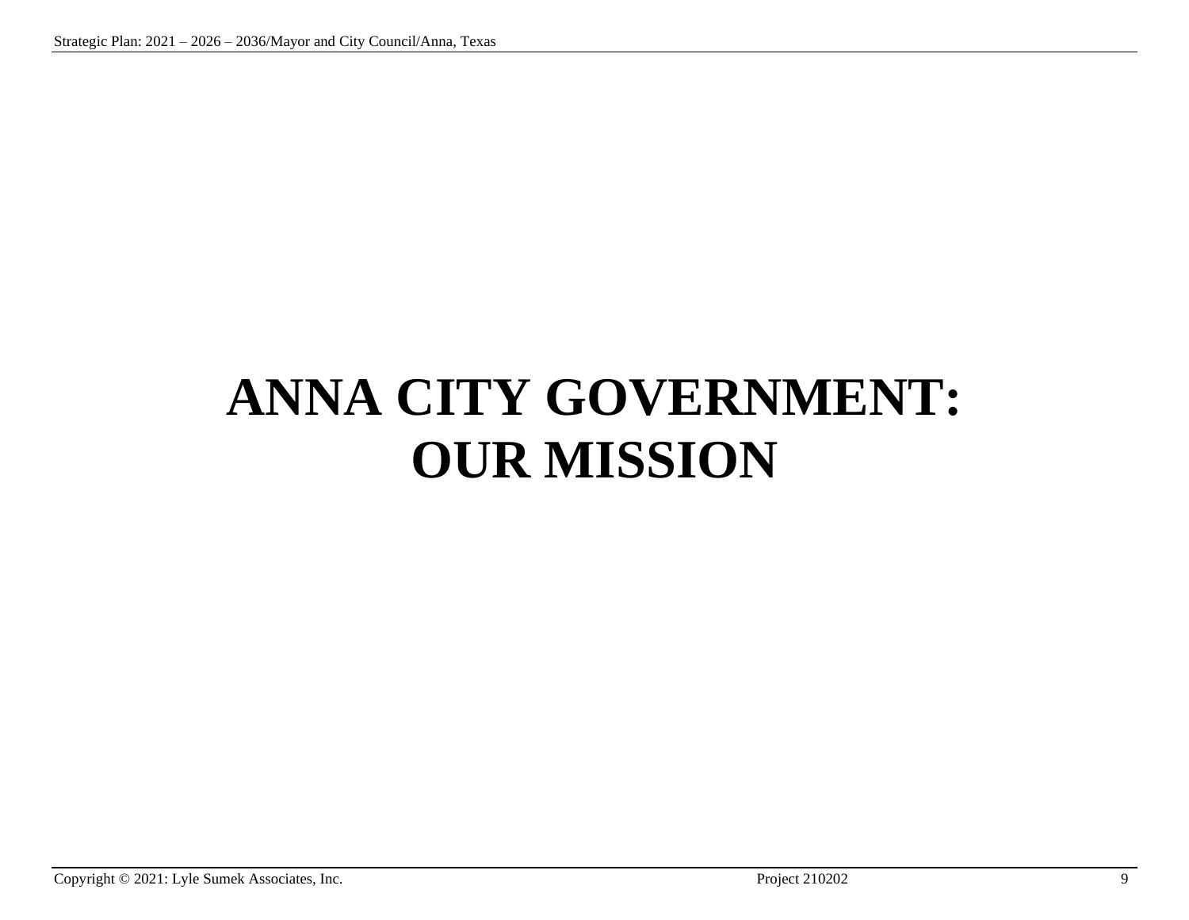# ANNA CITY GOVERNMENT: OUR MISSION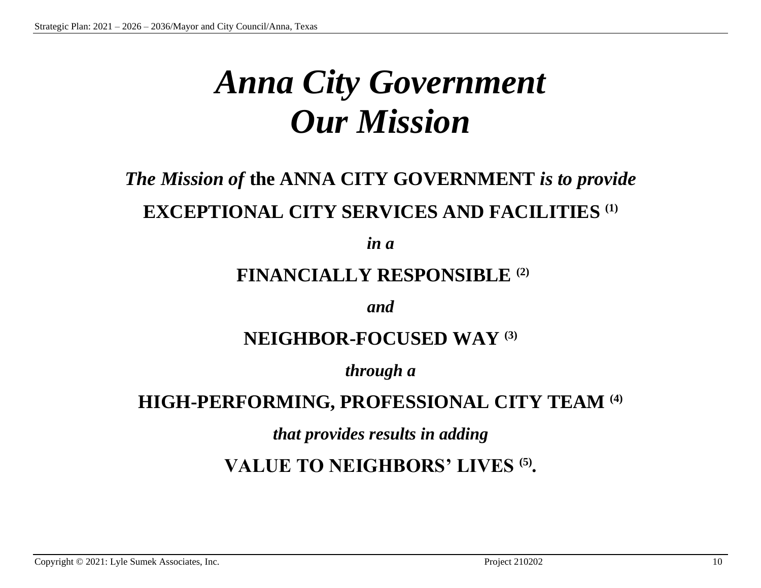# *Anna City Government*
# *Our Mission*

***The Mission of*** **the ANNA CITY GOVERNMENT** ***is to provide***

**EXCEPTIONAL CITY SERVICES AND FACILITIES [(1)]**

***in a***

**FINANCIALLY RESPONSIBLE [(2)]**

***and***

**NEIGHBOR-FOCUSED WAY [(3)]**

***through a***

**HIGH-PERFORMING, PROFESSIONAL CITY TEAM [(4)]**

***that provides results in adding***

**VALUE TO NEIGHBORS' LIVES [(5)].**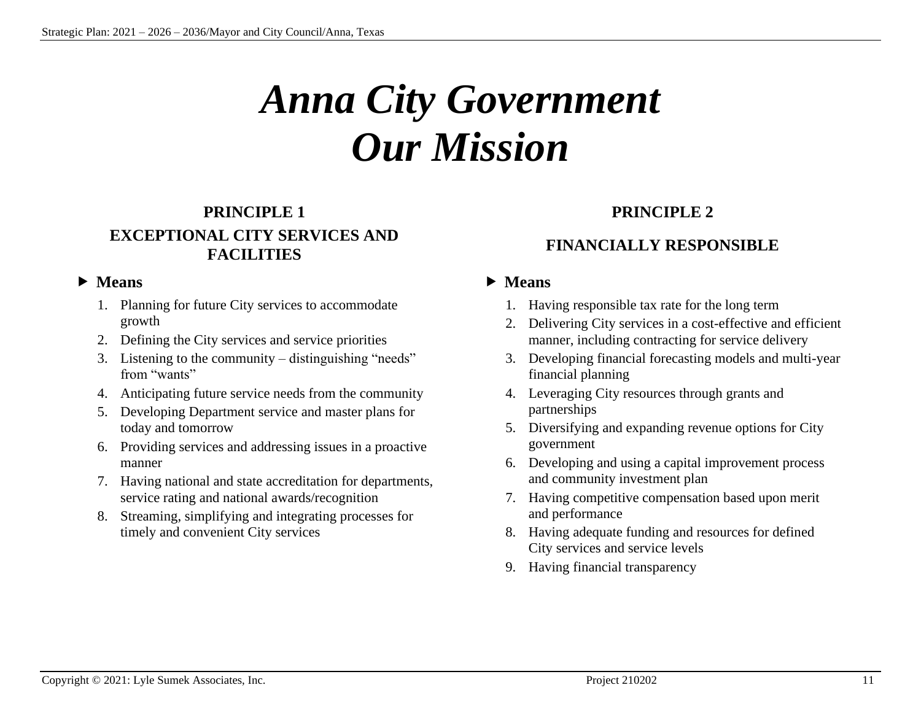# *Anna City Government*
# *Our Mission*

## PRINCIPLE 1

## EXCEPTIONAL CITY SERVICES AND FACILITIES

- **Means**
  1. Planning for future City services to accommodate growth
  2. Defining the City services and service priorities
  3. Listening to the community – distinguishing "needs" from "wants"
  4. Anticipating future service needs from the community
  5. Developing Department service and master plans for today and tomorrow
  6. Providing services and addressing issues in a proactive manner
  7. Having national and state accreditation for departments, service rating and national awards/recognition
  8. Streaming, simplifying and integrating processes for timely and convenient City services

## PRINCIPLE 2

## FINANCIALLY RESPONSIBLE

- **Means**
  1. Having responsible tax rate for the long term
  2. Delivering City services in a cost-effective and efficient manner, including contracting for service delivery
  3. Developing financial forecasting models and multi-year financial planning
  4. Leveraging City resources through grants and partnerships
  5. Diversifying and expanding revenue options for City government
  6. Developing and using a capital improvement process and community investment plan
  7. Having competitive compensation based upon merit and performance
  8. Having adequate funding and resources for defined City services and service levels
  9. Having financial transparency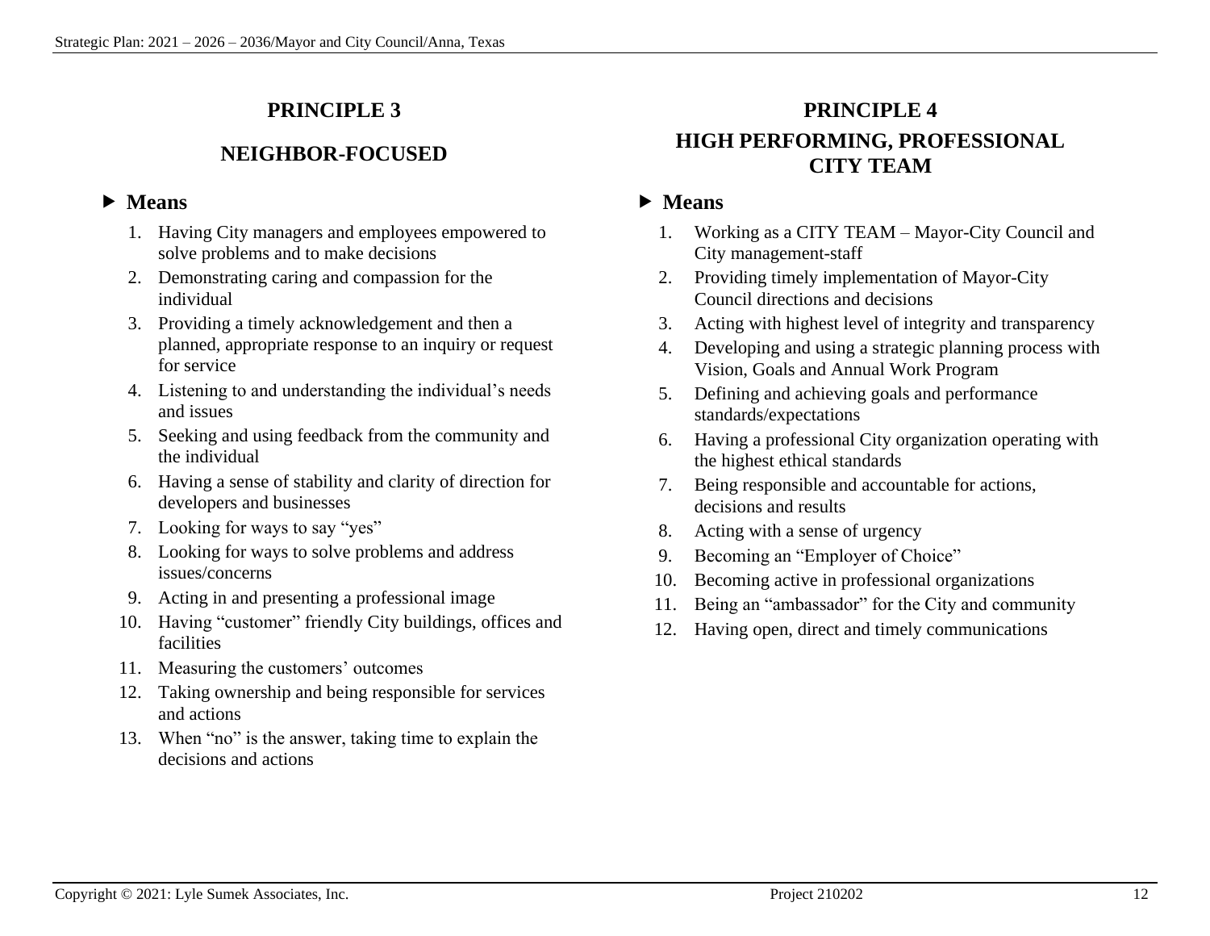## PRINCIPLE 3

## NEIGHBOR-FOCUSED

### ▶ Means

1. Having City managers and employees empowered to solve problems and to make decisions
2. Demonstrating caring and compassion for the individual
3. Providing a timely acknowledgement and then a planned, appropriate response to an inquiry or request for service
4. Listening to and understanding the individual's needs and issues
5. Seeking and using feedback from the community and the individual
6. Having a sense of stability and clarity of direction for developers and businesses
7. Looking for ways to say "yes"
8. Looking for ways to solve problems and address issues/concerns
9. Acting in and presenting a professional image
10. Having "customer" friendly City buildings, offices and facilities
11. Measuring the customers' outcomes
12. Taking ownership and being responsible for services and actions
13. When "no" is the answer, taking time to explain the decisions and actions

## PRINCIPLE 4

## HIGH PERFORMING, PROFESSIONAL CITY TEAM

### ▶ Means

1. Working as a CITY TEAM – Mayor-City Council and City management-staff
2. Providing timely implementation of Mayor-City Council directions and decisions
3. Acting with highest level of integrity and transparency
4. Developing and using a strategic planning process with Vision, Goals and Annual Work Program
5. Defining and achieving goals and performance standards/expectations
6. Having a professional City organization operating with the highest ethical standards
7. Being responsible and accountable for actions, decisions and results
8. Acting with a sense of urgency
9. Becoming an "Employer of Choice"
10. Becoming active in professional organizations
11. Being an "ambassador" for the City and community
12. Having open, direct and timely communications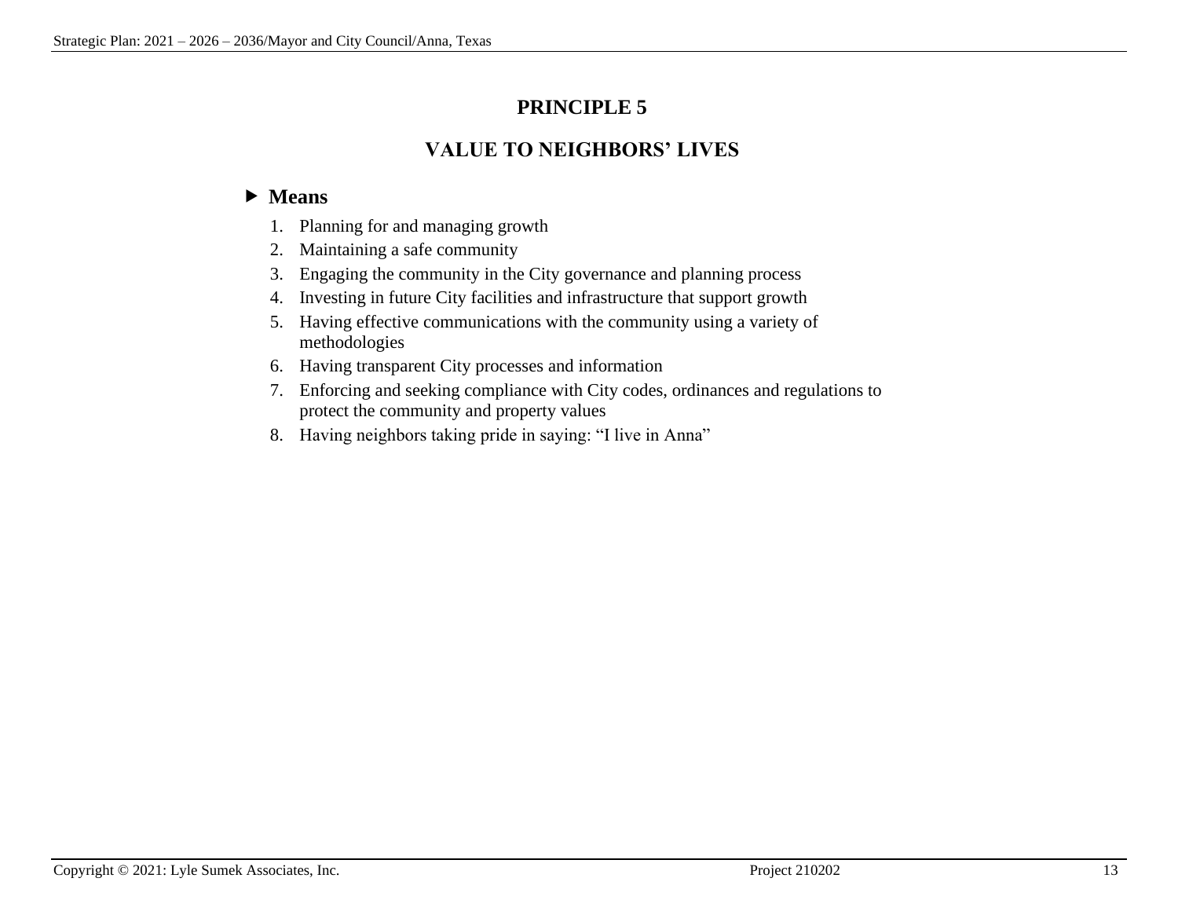# PRINCIPLE 5

## VALUE TO NEIGHBORS' LIVES

### ▶ Means

1. Planning for and managing growth
2. Maintaining a safe community
3. Engaging the community in the City governance and planning process
4. Investing in future City facilities and infrastructure that support growth
5. Having effective communications with the community using a variety of methodologies
6. Having transparent City processes and information
7. Enforcing and seeking compliance with City codes, ordinances and regulations to protect the community and property values
8. Having neighbors taking pride in saying: "I live in Anna"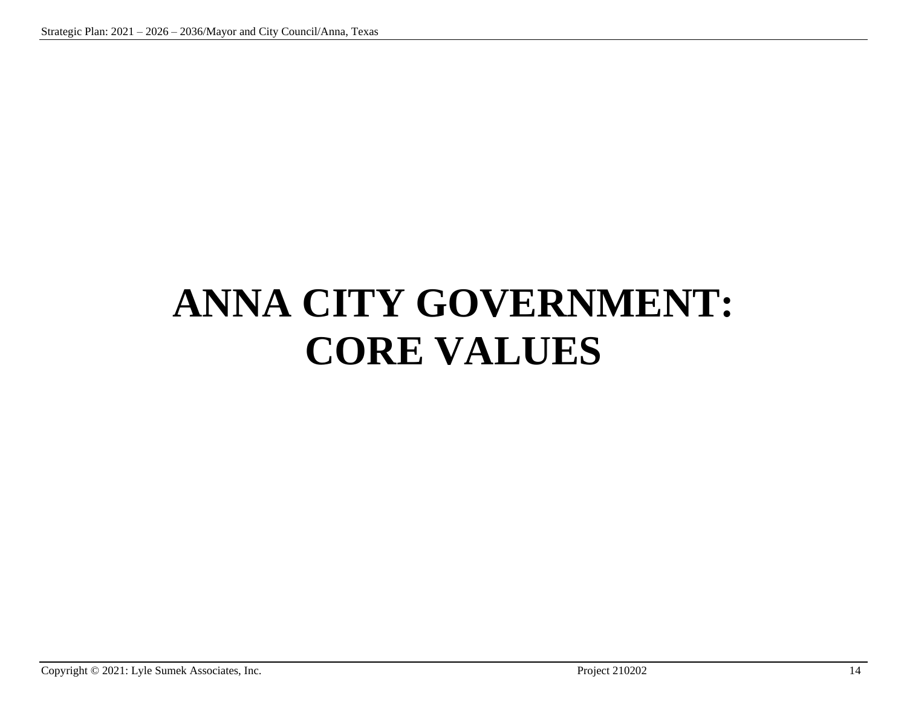# ANNA CITY GOVERNMENT: CORE VALUES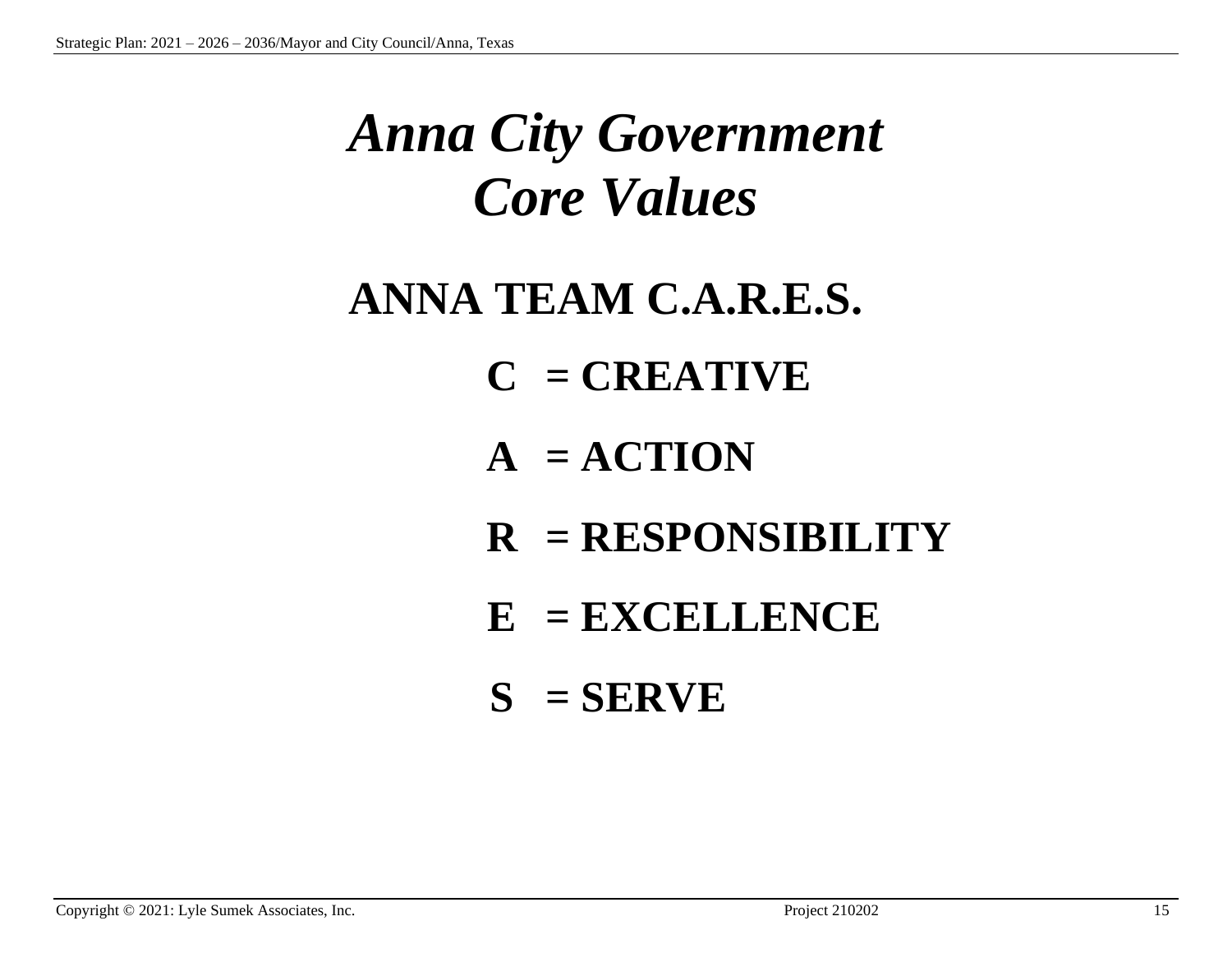# *Anna City Government Core Values*

## ANNA TEAM C.A.R.E.S.

**C = CREATIVE**

**A = ACTION**

**R = RESPONSIBILITY**

**E = EXCELLENCE**

**S = SERVE**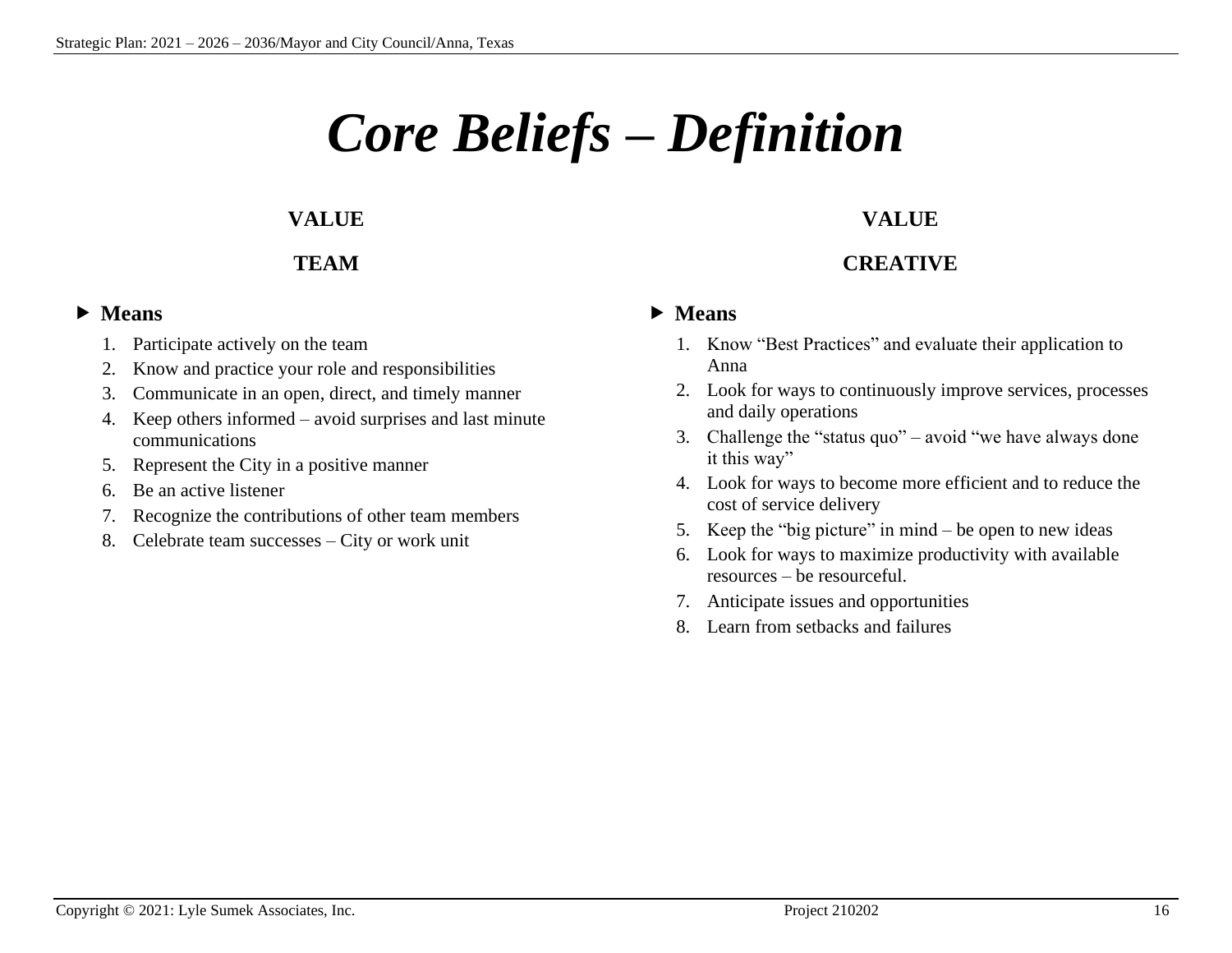# *Core Beliefs – Definition*

**VALUE**

**TEAM**

- **Means**

1. Participate actively on the team
2. Know and practice your role and responsibilities
3. Communicate in an open, direct, and timely manner
4. Keep others informed – avoid surprises and last minute communications
5. Represent the City in a positive manner
6. Be an active listener
7. Recognize the contributions of other team members
8. Celebrate team successes – City or work unit

**VALUE**

**CREATIVE**

- **Means**

1. Know “Best Practices” and evaluate their application to Anna
2. Look for ways to continuously improve services, processes and daily operations
3. Challenge the “status quo” – avoid “we have always done it this way”
4. Look for ways to become more efficient and to reduce the cost of service delivery
5. Keep the “big picture” in mind – be open to new ideas
6. Look for ways to maximize productivity with available resources – be resourceful.
7. Anticipate issues and opportunities
8. Learn from setbacks and failures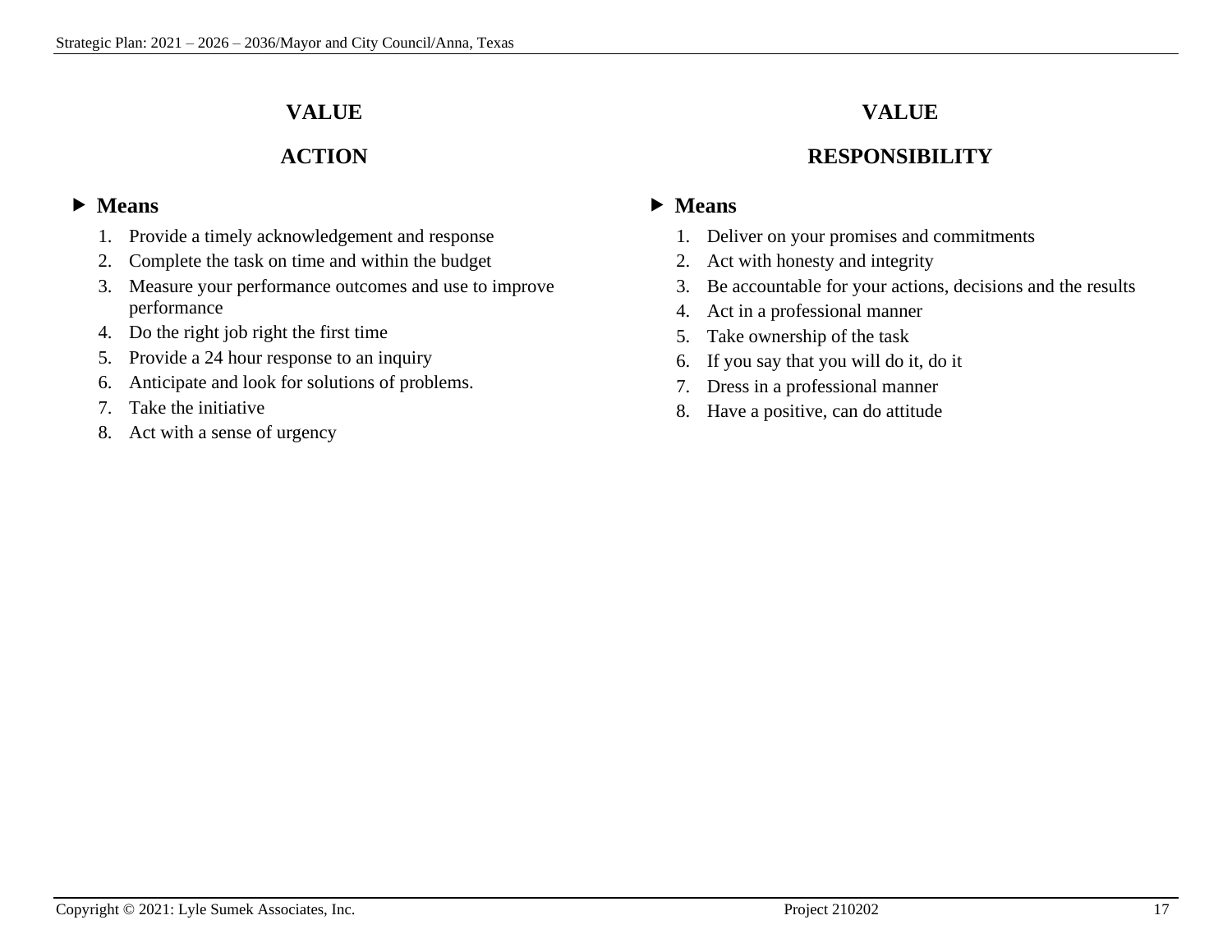## VALUE

## ACTION

- **Means**
  1. Provide a timely acknowledgement and response
  2. Complete the task on time and within the budget
  3. Measure your performance outcomes and use to improve performance
  4. Do the right job right the first time
  5. Provide a 24 hour response to an inquiry
  6. Anticipate and look for solutions of problems.
  7. Take the initiative
  8. Act with a sense of urgency

## VALUE

## RESPONSIBILITY

- **Means**
  1. Deliver on your promises and commitments
  2. Act with honesty and integrity
  3. Be accountable for your actions, decisions and the results
  4. Act in a professional manner
  5. Take ownership of the task
  6. If you say that you will do it, do it
  7. Dress in a professional manner
  8. Have a positive, can do attitude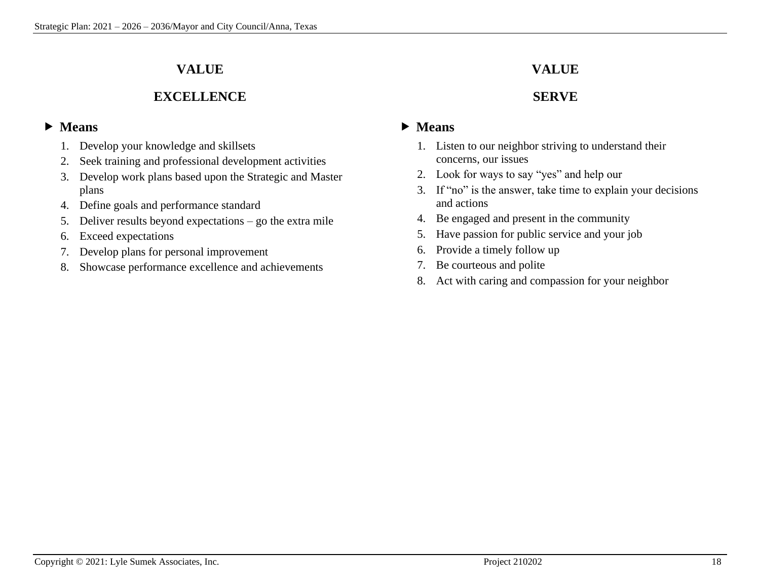## VALUE

## EXCELLENCE

- **Means**

1. Develop your knowledge and skillsets
2. Seek training and professional development activities
3. Develop work plans based upon the Strategic and Master plans
4. Define goals and performance standard
5. Deliver results beyond expectations – go the extra mile
6. Exceed expectations
7. Develop plans for personal improvement
8. Showcase performance excellence and achievements

## VALUE

## SERVE

- **Means**

1. Listen to our neighbor striving to understand their concerns, our issues
2. Look for ways to say “yes” and help our
3. If “no” is the answer, take time to explain your decisions and actions
4. Be engaged and present in the community
5. Have passion for public service and your job
6. Provide a timely follow up
7. Be courteous and polite
8. Act with caring and compassion for your neighbor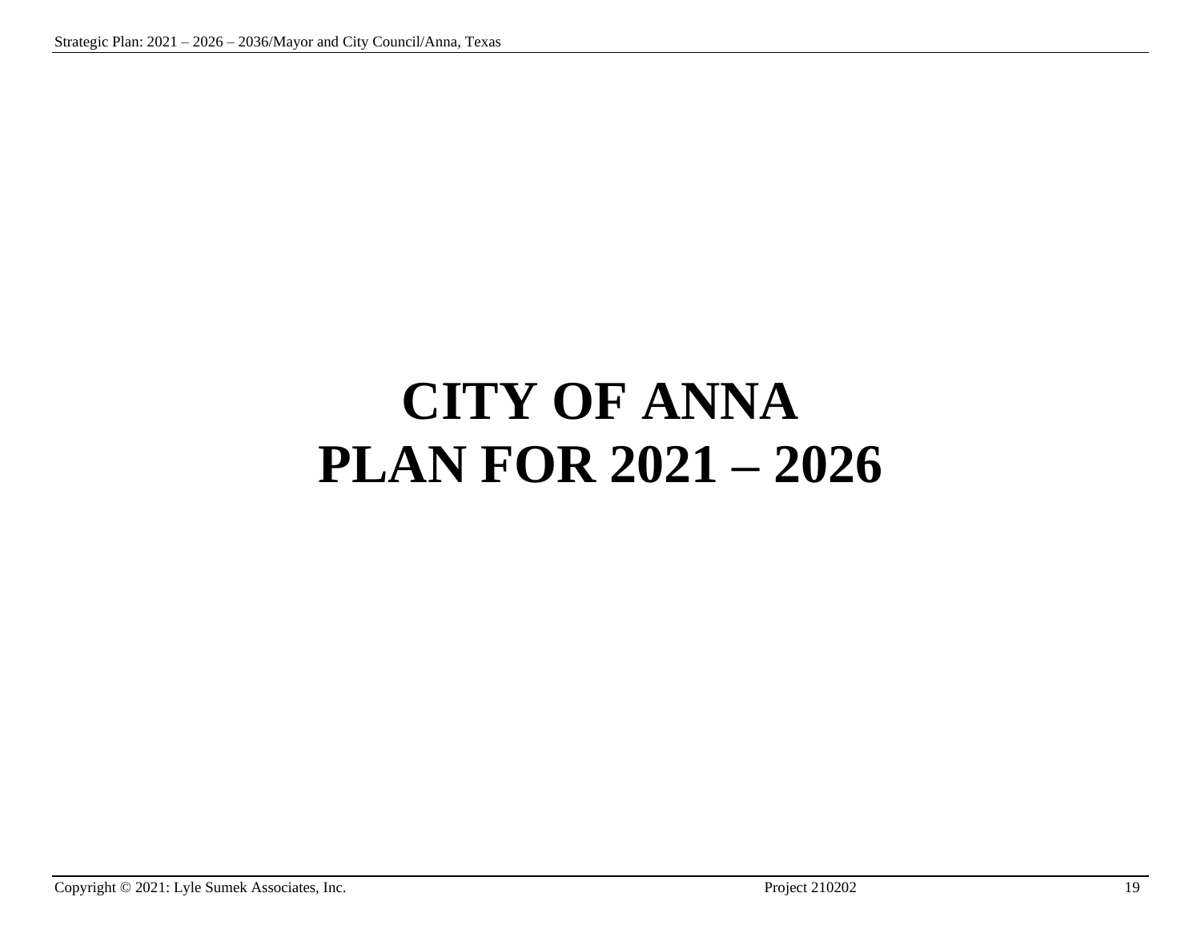# CITY OF ANNA
# PLAN FOR 2021 – 2026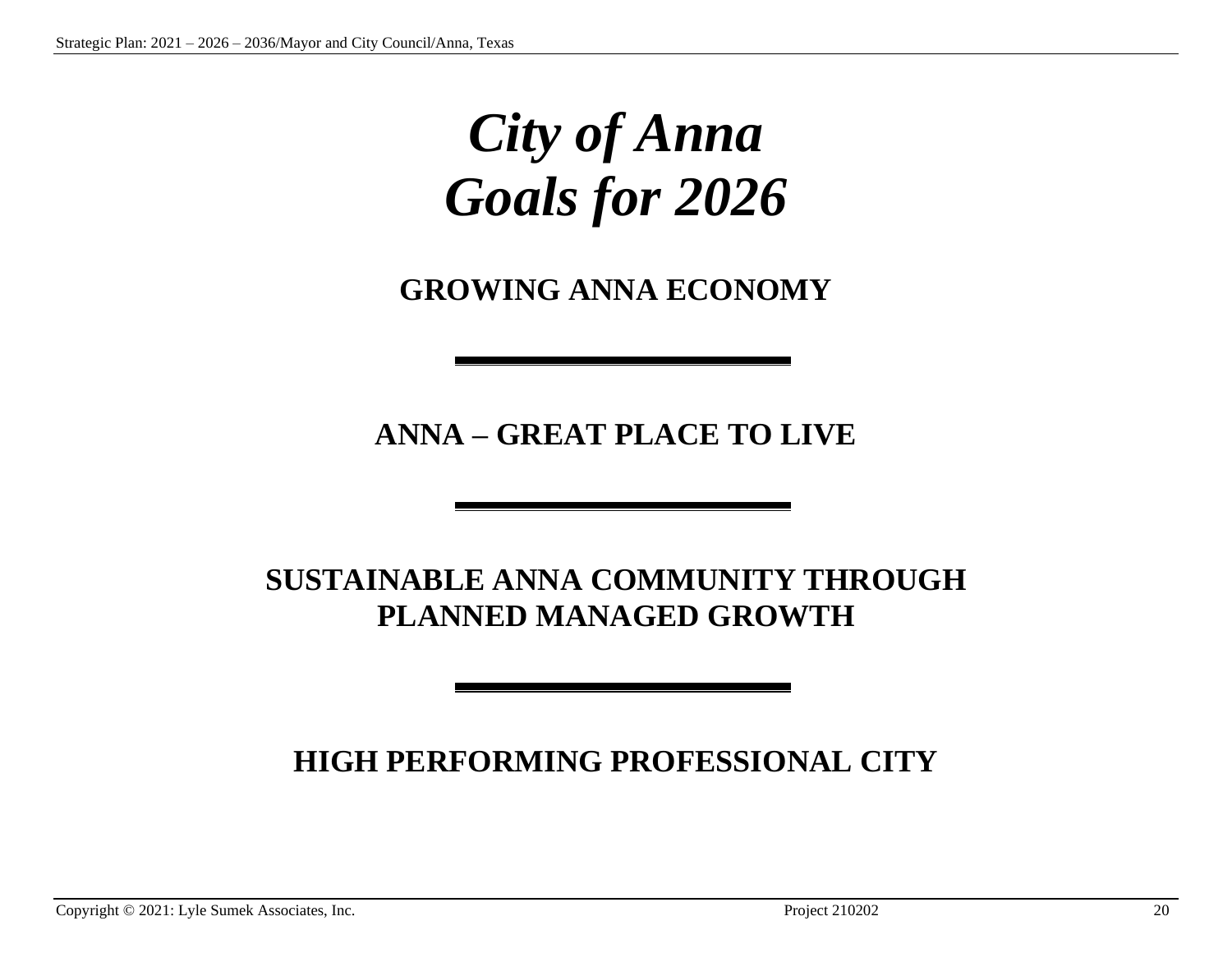# *City of Anna*
# *Goals for 2026*

## GROWING ANNA ECONOMY

---

## ANNA – GREAT PLACE TO LIVE

---

## SUSTAINABLE ANNA COMMUNITY THROUGH PLANNED MANAGED GROWTH

---

## HIGH PERFORMING PROFESSIONAL CITY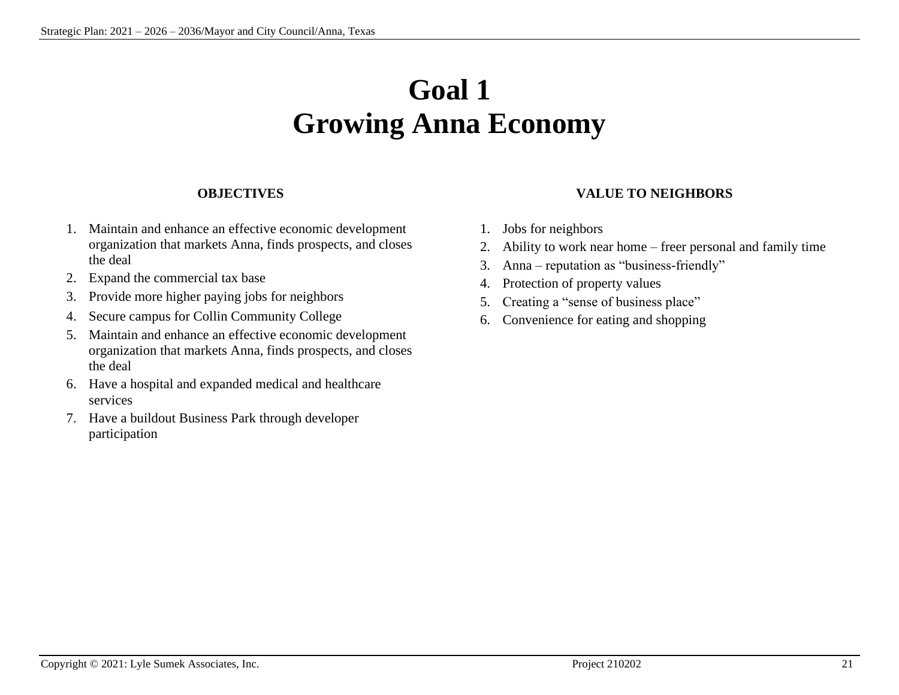# Goal 1
# Growing Anna Economy

## OBJECTIVES

1. Maintain and enhance an effective economic development organization that markets Anna, finds prospects, and closes the deal
2. Expand the commercial tax base
3. Provide more higher paying jobs for neighbors
4. Secure campus for Collin Community College
5. Maintain and enhance an effective economic development organization that markets Anna, finds prospects, and closes the deal
6. Have a hospital and expanded medical and healthcare services
7. Have a buildout Business Park through developer participation

## VALUE TO NEIGHBORS

1. Jobs for neighbors
2. Ability to work near home – freer personal and family time
3. Anna – reputation as "business-friendly"
4. Protection of property values
5. Creating a "sense of business place"
6. Convenience for eating and shopping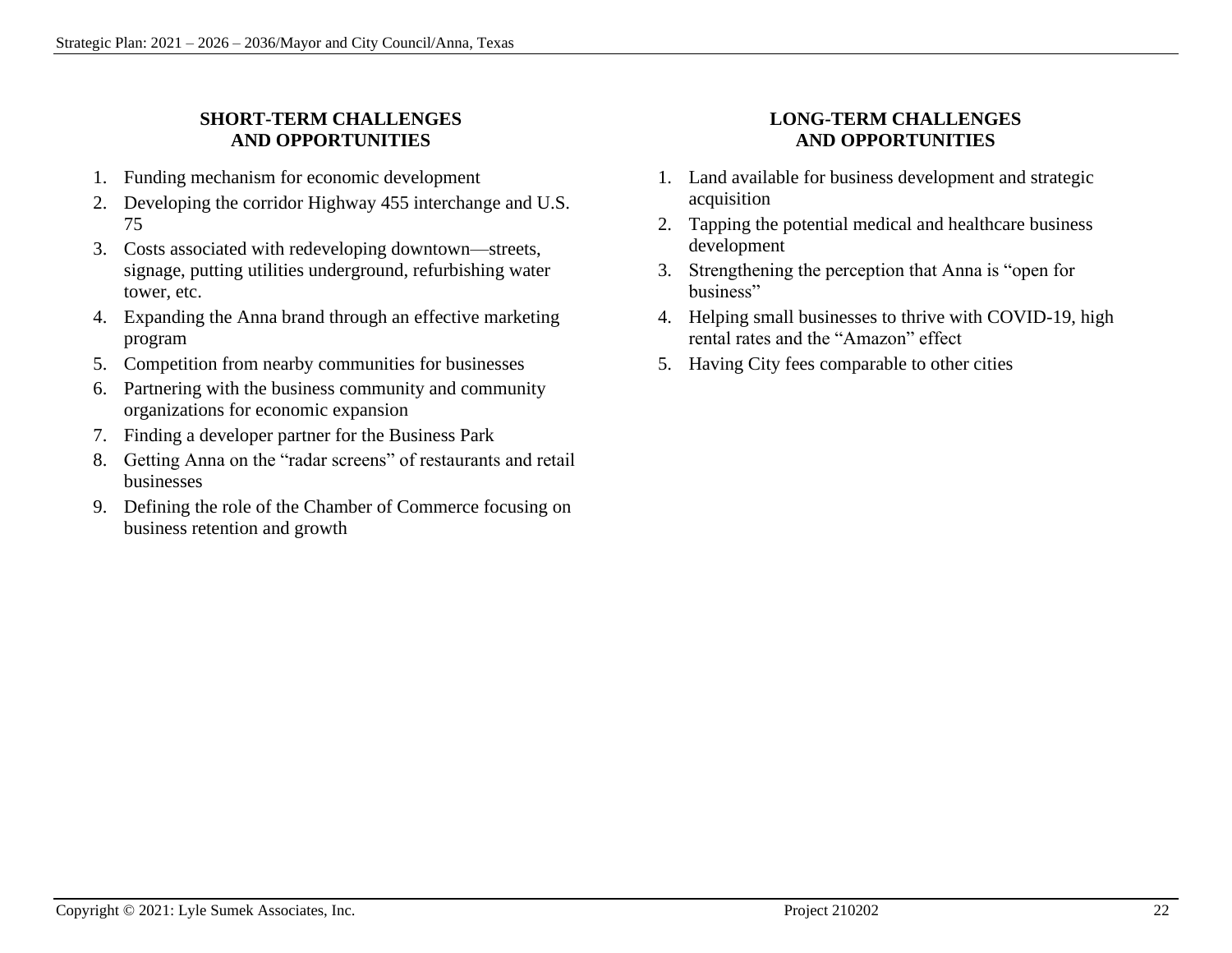## SHORT-TERM CHALLENGES AND OPPORTUNITIES

1. Funding mechanism for economic development
2. Developing the corridor Highway 455 interchange and U.S. 75
3. Costs associated with redeveloping downtown—streets, signage, putting utilities underground, refurbishing water tower, etc.
4. Expanding the Anna brand through an effective marketing program
5. Competition from nearby communities for businesses
6. Partnering with the business community and community organizations for economic expansion
7. Finding a developer partner for the Business Park
8. Getting Anna on the "radar screens" of restaurants and retail businesses
9. Defining the role of the Chamber of Commerce focusing on business retention and growth

## LONG-TERM CHALLENGES AND OPPORTUNITIES

1. Land available for business development and strategic acquisition
2. Tapping the potential medical and healthcare business development
3. Strengthening the perception that Anna is "open for business"
4. Helping small businesses to thrive with COVID-19, high rental rates and the "Amazon" effect
5. Having City fees comparable to other cities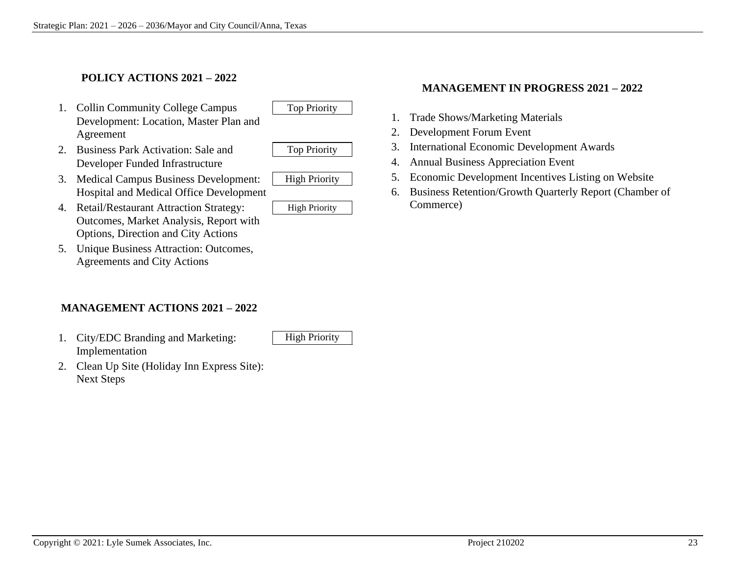## POLICY ACTIONS 2021 – 2022

1. Collin Community College Campus Development: Location, Master Plan and Agreement — Top Priority
2. Business Park Activation: Sale and Developer Funded Infrastructure — Top Priority
3. Medical Campus Business Development: Hospital and Medical Office Development — High Priority
4. Retail/Restaurant Attraction Strategy: Outcomes, Market Analysis, Report with Options, Direction and City Actions — High Priority
5. Unique Business Attraction: Outcomes, Agreements and City Actions

## MANAGEMENT ACTIONS 2021 – 2022

1. City/EDC Branding and Marketing: Implementation — High Priority
2. Clean Up Site (Holiday Inn Express Site): Next Steps

## MANAGEMENT IN PROGRESS 2021 – 2022

1. Trade Shows/Marketing Materials
2. Development Forum Event
3. International Economic Development Awards
4. Annual Business Appreciation Event
5. Economic Development Incentives Listing on Website
6. Business Retention/Growth Quarterly Report (Chamber of Commerce)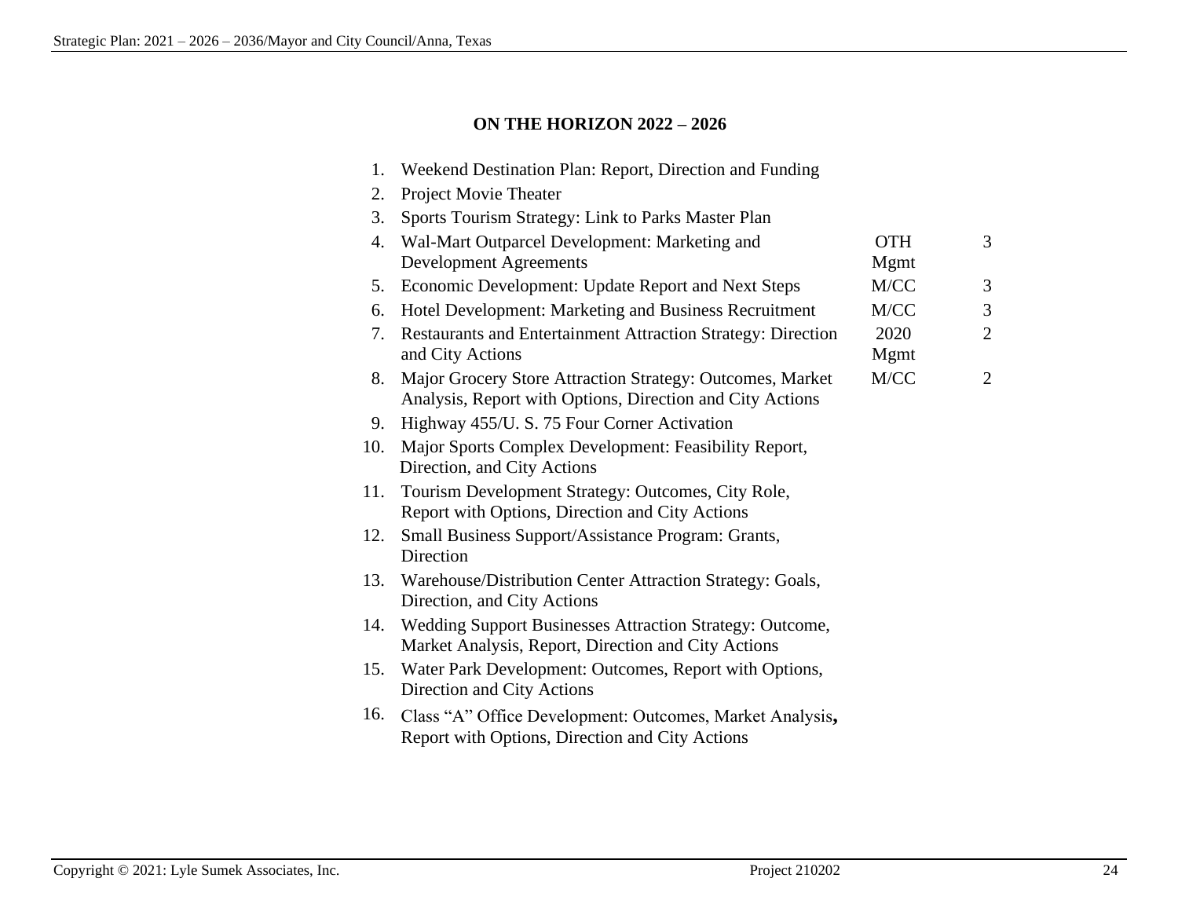## ON THE HORIZON 2022 – 2026

| # | Item | | |
|---|---|---|---|
| 1. | Weekend Destination Plan: Report, Direction and Funding | | |
| 2. | Project Movie Theater | | |
| 3. | Sports Tourism Strategy: Link to Parks Master Plan | | |
| 4. | Wal-Mart Outparcel Development: Marketing and Development Agreements | OTH Mgmt | 3 |
| 5. | Economic Development: Update Report and Next Steps | M/CC | 3 |
| 6. | Hotel Development: Marketing and Business Recruitment | M/CC | 3 |
| 7. | Restaurants and Entertainment Attraction Strategy: Direction and City Actions | 2020 Mgmt | 2 |
| 8. | Major Grocery Store Attraction Strategy: Outcomes, Market Analysis, Report with Options, Direction and City Actions | M/CC | 2 |
| 9. | Highway 455/U. S. 75 Four Corner Activation | | |
| 10. | Major Sports Complex Development: Feasibility Report, Direction, and City Actions | | |
| 11. | Tourism Development Strategy: Outcomes, City Role, Report with Options, Direction and City Actions | | |
| 12. | Small Business Support/Assistance Program: Grants, Direction | | |
| 13. | Warehouse/Distribution Center Attraction Strategy: Goals, Direction, and City Actions | | |
| 14. | Wedding Support Businesses Attraction Strategy: Outcome, Market Analysis, Report, Direction and City Actions | | |
| 15. | Water Park Development: Outcomes, Report with Options, Direction and City Actions | | |
| 16. | Class "A" Office Development: Outcomes, Market Analysis, Report with Options, Direction and City Actions | | |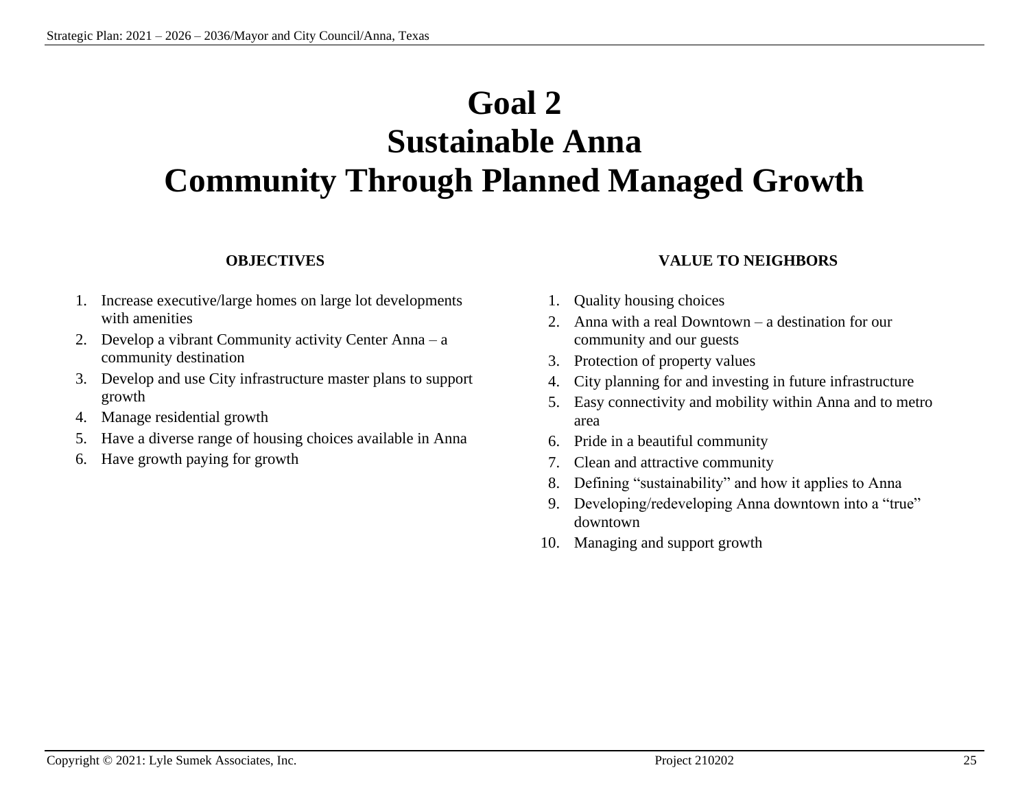# Goal 2
# Sustainable Anna
# Community Through Planned Managed Growth

**OBJECTIVES**

1. Increase executive/large homes on large lot developments with amenities
2. Develop a vibrant Community activity Center Anna – a community destination
3. Develop and use City infrastructure master plans to support growth
4. Manage residential growth
5. Have a diverse range of housing choices available in Anna
6. Have growth paying for growth

**VALUE TO NEIGHBORS**

1. Quality housing choices
2. Anna with a real Downtown – a destination for our community and our guests
3. Protection of property values
4. City planning for and investing in future infrastructure
5. Easy connectivity and mobility within Anna and to metro area
6. Pride in a beautiful community
7. Clean and attractive community
8. Defining "sustainability" and how it applies to Anna
9. Developing/redeveloping Anna downtown into a "true" downtown
10. Managing and support growth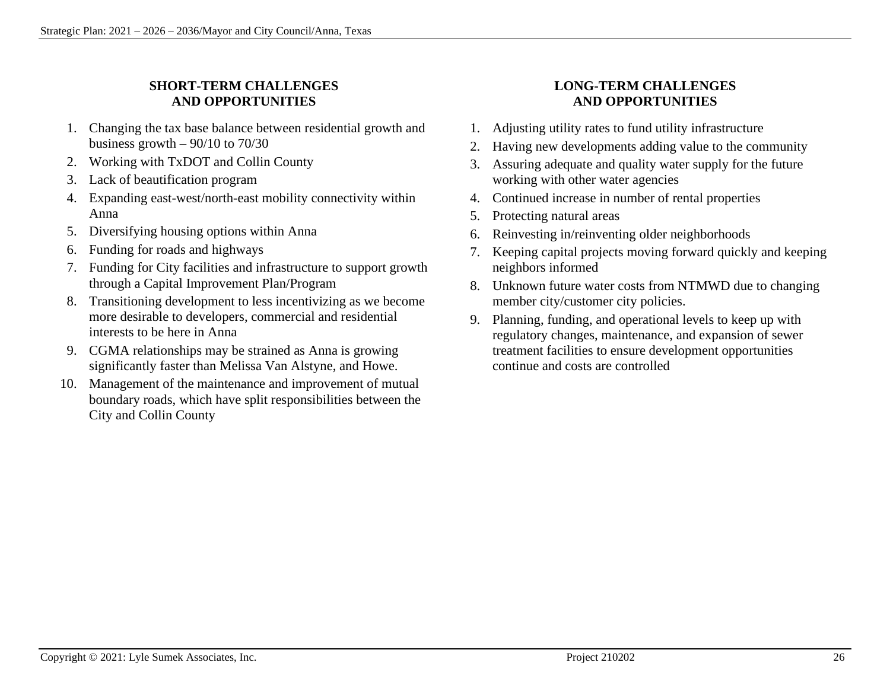## SHORT-TERM CHALLENGES AND OPPORTUNITIES

1. Changing the tax base balance between residential growth and business growth – 90/10 to 70/30
2. Working with TxDOT and Collin County
3. Lack of beautification program
4. Expanding east-west/north-east mobility connectivity within Anna
5. Diversifying housing options within Anna
6. Funding for roads and highways
7. Funding for City facilities and infrastructure to support growth through a Capital Improvement Plan/Program
8. Transitioning development to less incentivizing as we become more desirable to developers, commercial and residential interests to be here in Anna
9. CGMA relationships may be strained as Anna is growing significantly faster than Melissa Van Alstyne, and Howe.
10. Management of the maintenance and improvement of mutual boundary roads, which have split responsibilities between the City and Collin County

## LONG-TERM CHALLENGES AND OPPORTUNITIES

1. Adjusting utility rates to fund utility infrastructure
2. Having new developments adding value to the community
3. Assuring adequate and quality water supply for the future working with other water agencies
4. Continued increase in number of rental properties
5. Protecting natural areas
6. Reinvesting in/reinventing older neighborhoods
7. Keeping capital projects moving forward quickly and keeping neighbors informed
8. Unknown future water costs from NTMWD due to changing member city/customer city policies.
9. Planning, funding, and operational levels to keep up with regulatory changes, maintenance, and expansion of sewer treatment facilities to ensure development opportunities continue and costs are controlled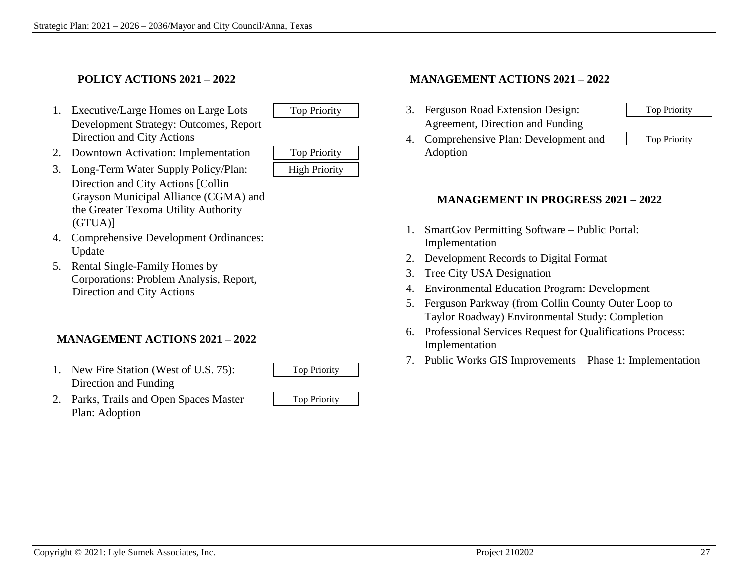## POLICY ACTIONS 2021 – 2022

1. Executive/Large Homes on Large Lots Development Strategy: Outcomes, Report Direction and City Actions — Top Priority
2. Downtown Activation: Implementation — Top Priority
3. Long-Term Water Supply Policy/Plan: Direction and City Actions [Collin Grayson Municipal Alliance (CGMA) and the Greater Texoma Utility Authority (GTUA)] — High Priority
4. Comprehensive Development Ordinances: Update
5. Rental Single-Family Homes by Corporations: Problem Analysis, Report, Direction and City Actions

## MANAGEMENT ACTIONS 2021 – 2022

1. New Fire Station (West of U.S. 75): Direction and Funding — Top Priority
2. Parks, Trails and Open Spaces Master Plan: Adoption — Top Priority
3. Ferguson Road Extension Design: Agreement, Direction and Funding — Top Priority
4. Comprehensive Plan: Development and Adoption — Top Priority

## MANAGEMENT IN PROGRESS 2021 – 2022

1. SmartGov Permitting Software – Public Portal: Implementation
2. Development Records to Digital Format
3. Tree City USA Designation
4. Environmental Education Program: Development
5. Ferguson Parkway (from Collin County Outer Loop to Taylor Roadway) Environmental Study: Completion
6. Professional Services Request for Qualifications Process: Implementation
7. Public Works GIS Improvements – Phase 1: Implementation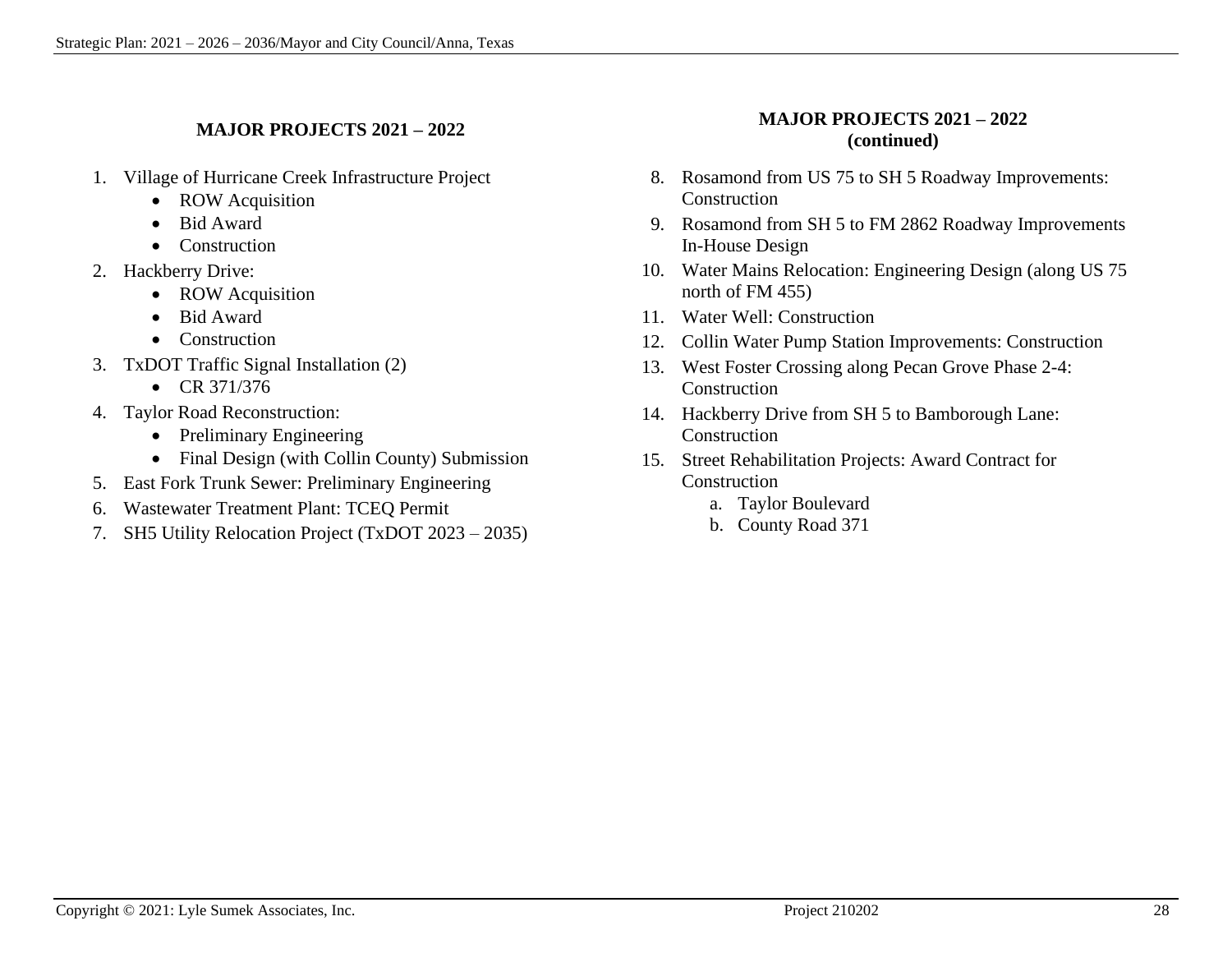## MAJOR PROJECTS 2021 – 2022

1. Village of Hurricane Creek Infrastructure Project
   - ROW Acquisition
   - Bid Award
   - Construction
2. Hackberry Drive:
   - ROW Acquisition
   - Bid Award
   - Construction
3. TxDOT Traffic Signal Installation (2)
   - CR 371/376
4. Taylor Road Reconstruction:
   - Preliminary Engineering
   - Final Design (with Collin County) Submission
5. East Fork Trunk Sewer: Preliminary Engineering
6. Wastewater Treatment Plant: TCEQ Permit
7. SH5 Utility Relocation Project (TxDOT 2023 – 2035)

## MAJOR PROJECTS 2021 – 2022 (continued)

8. Rosamond from US 75 to SH 5 Roadway Improvements: Construction
9. Rosamond from SH 5 to FM 2862 Roadway Improvements In-House Design
10. Water Mains Relocation: Engineering Design (along US 75 north of FM 455)
11. Water Well: Construction
12. Collin Water Pump Station Improvements: Construction
13. West Foster Crossing along Pecan Grove Phase 2-4: Construction
14. Hackberry Drive from SH 5 to Bamborough Lane: Construction
15. Street Rehabilitation Projects: Award Contract for Construction
    a. Taylor Boulevard
    b. County Road 371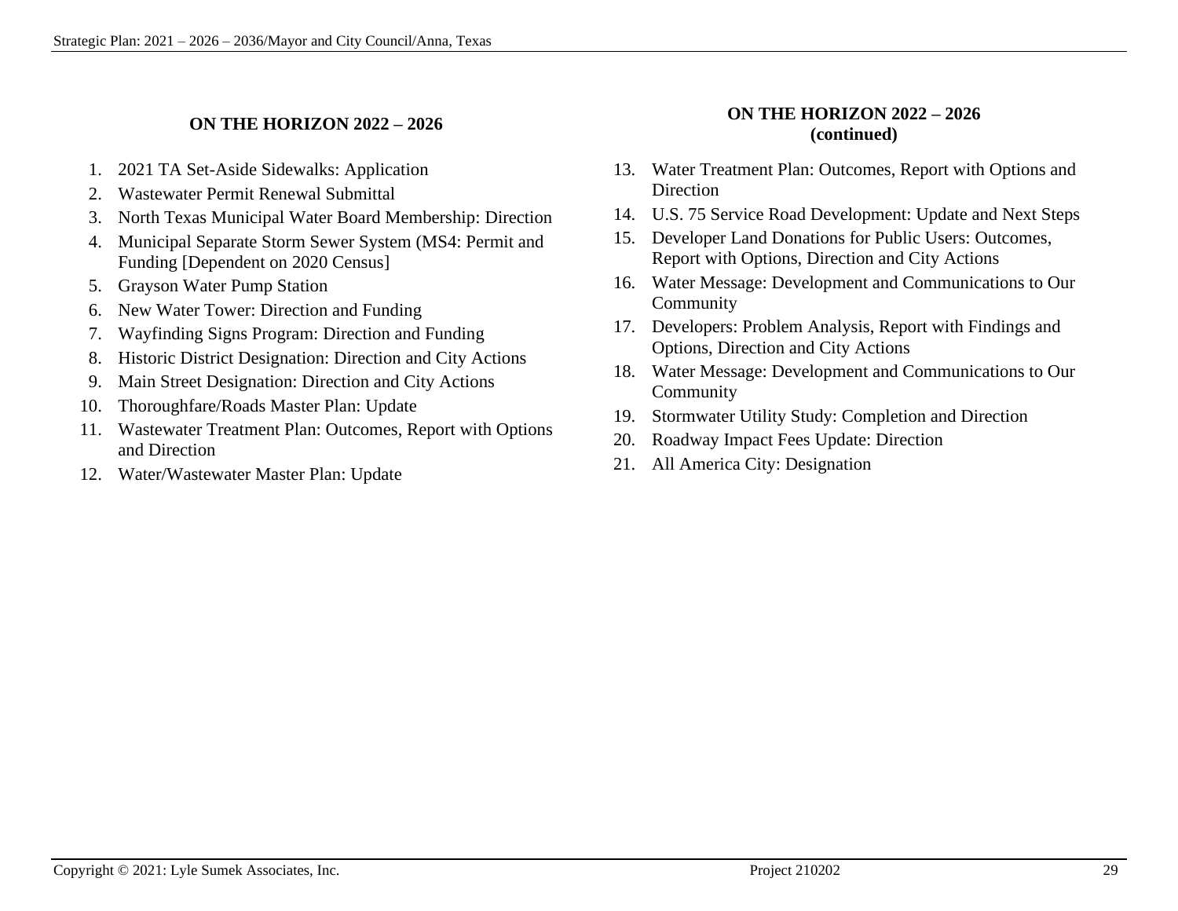## ON THE HORIZON 2022 – 2026

1. 2021 TA Set-Aside Sidewalks: Application
2. Wastewater Permit Renewal Submittal
3. North Texas Municipal Water Board Membership: Direction
4. Municipal Separate Storm Sewer System (MS4: Permit and Funding [Dependent on 2020 Census]
5. Grayson Water Pump Station
6. New Water Tower: Direction and Funding
7. Wayfinding Signs Program: Direction and Funding
8. Historic District Designation: Direction and City Actions
9. Main Street Designation: Direction and City Actions
10. Thoroughfare/Roads Master Plan: Update
11. Wastewater Treatment Plan: Outcomes, Report with Options and Direction
12. Water/Wastewater Master Plan: Update

## ON THE HORIZON 2022 – 2026 (continued)

13. Water Treatment Plan: Outcomes, Report with Options and Direction
14. U.S. 75 Service Road Development: Update and Next Steps
15. Developer Land Donations for Public Users: Outcomes, Report with Options, Direction and City Actions
16. Water Message: Development and Communications to Our Community
17. Developers: Problem Analysis, Report with Findings and Options, Direction and City Actions
18. Water Message: Development and Communications to Our Community
19. Stormwater Utility Study: Completion and Direction
20. Roadway Impact Fees Update: Direction
21. All America City: Designation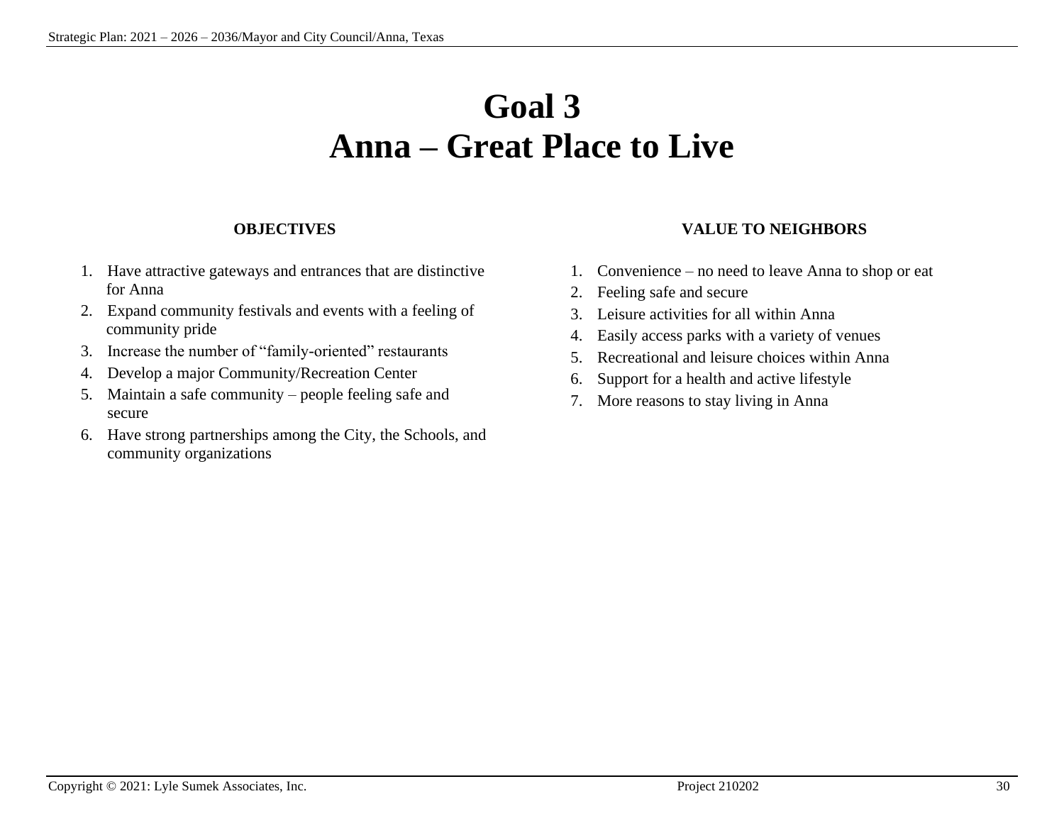# Goal 3
# Anna – Great Place to Live

**OBJECTIVES**

1. Have attractive gateways and entrances that are distinctive for Anna
2. Expand community festivals and events with a feeling of community pride
3. Increase the number of "family-oriented" restaurants
4. Develop a major Community/Recreation Center
5. Maintain a safe community – people feeling safe and secure
6. Have strong partnerships among the City, the Schools, and community organizations

**VALUE TO NEIGHBORS**

1. Convenience – no need to leave Anna to shop or eat
2. Feeling safe and secure
3. Leisure activities for all within Anna
4. Easily access parks with a variety of venues
5. Recreational and leisure choices within Anna
6. Support for a health and active lifestyle
7. More reasons to stay living in Anna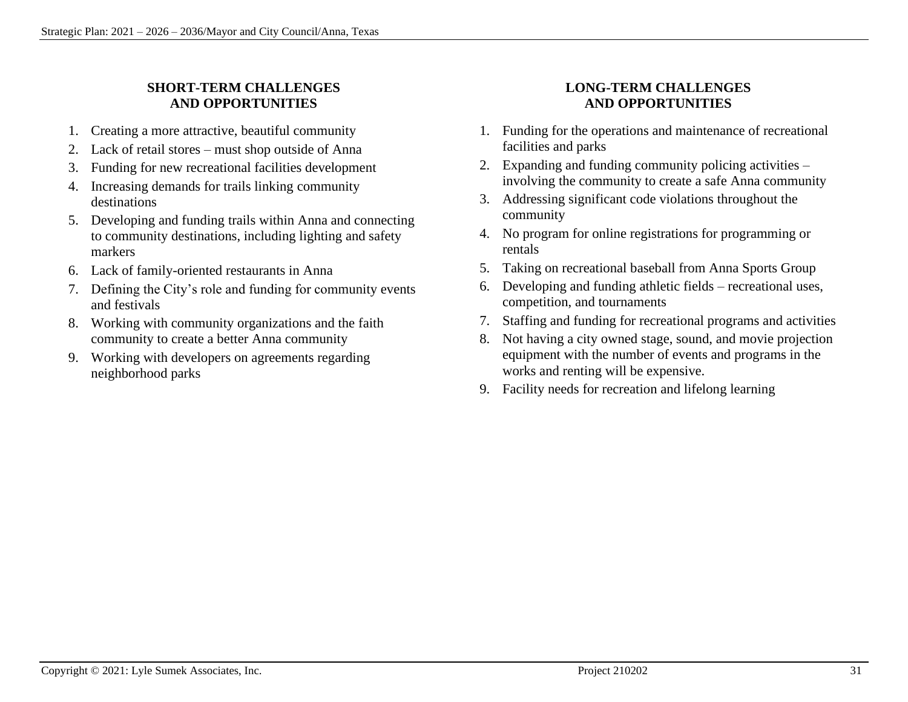## SHORT-TERM CHALLENGES AND OPPORTUNITIES

1. Creating a more attractive, beautiful community
2. Lack of retail stores – must shop outside of Anna
3. Funding for new recreational facilities development
4. Increasing demands for trails linking community destinations
5. Developing and funding trails within Anna and connecting to community destinations, including lighting and safety markers
6. Lack of family-oriented restaurants in Anna
7. Defining the City's role and funding for community events and festivals
8. Working with community organizations and the faith community to create a better Anna community
9. Working with developers on agreements regarding neighborhood parks

## LONG-TERM CHALLENGES AND OPPORTUNITIES

1. Funding for the operations and maintenance of recreational facilities and parks
2. Expanding and funding community policing activities – involving the community to create a safe Anna community
3. Addressing significant code violations throughout the community
4. No program for online registrations for programming or rentals
5. Taking on recreational baseball from Anna Sports Group
6. Developing and funding athletic fields – recreational uses, competition, and tournaments
7. Staffing and funding for recreational programs and activities
8. Not having a city owned stage, sound, and movie projection equipment with the number of events and programs in the works and renting will be expensive.
9. Facility needs for recreation and lifelong learning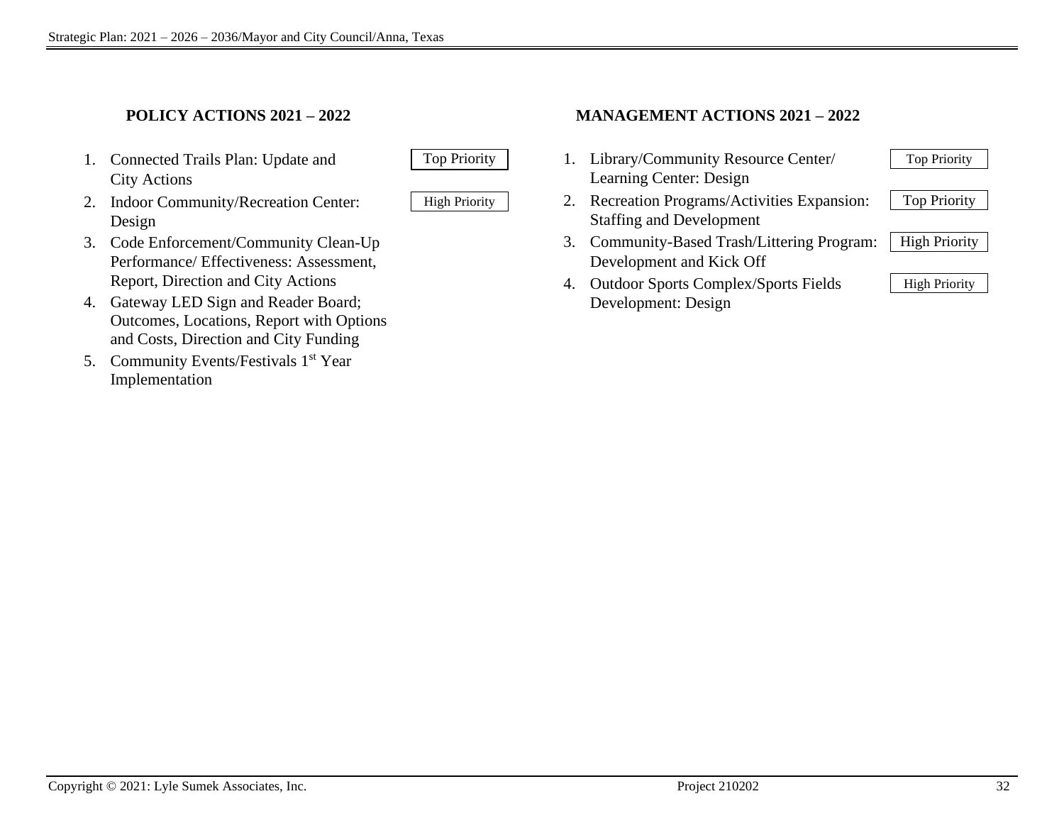## POLICY ACTIONS 2021 – 2022

1. Connected Trails Plan: Update and City Actions — Top Priority
2. Indoor Community/Recreation Center: Design — High Priority
3. Code Enforcement/Community Clean-Up Performance/ Effectiveness: Assessment, Report, Direction and City Actions
4. Gateway LED Sign and Reader Board; Outcomes, Locations, Report with Options and Costs, Direction and City Funding
5. Community Events/Festivals 1st Year Implementation

## MANAGEMENT ACTIONS 2021 – 2022

1. Library/Community Resource Center/ Learning Center: Design — Top Priority
2. Recreation Programs/Activities Expansion: Staffing and Development — Top Priority
3. Community-Based Trash/Littering Program: Development and Kick Off — High Priority
4. Outdoor Sports Complex/Sports Fields Development: Design — High Priority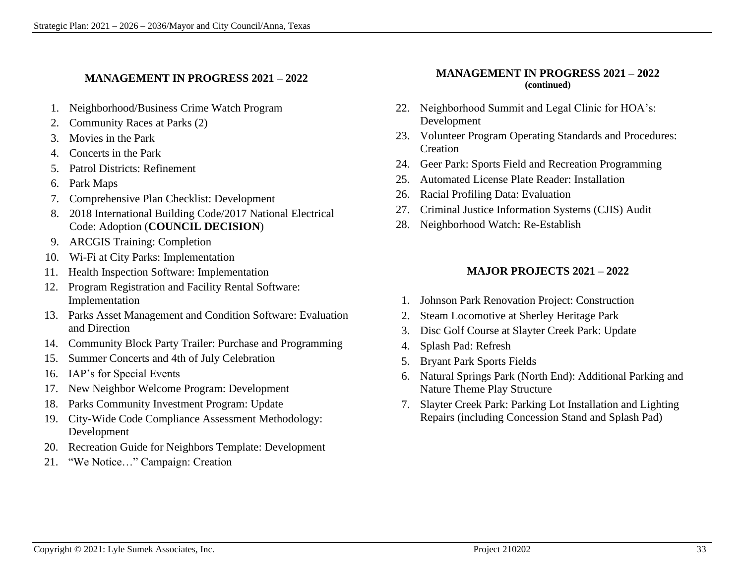## MANAGEMENT IN PROGRESS 2021 – 2022

1. Neighborhood/Business Crime Watch Program
2. Community Races at Parks (2)
3. Movies in the Park
4. Concerts in the Park
5. Patrol Districts: Refinement
6. Park Maps
7. Comprehensive Plan Checklist: Development
8. 2018 International Building Code/2017 National Electrical Code: Adoption (**COUNCIL DECISION**)
9. ARCGIS Training: Completion
10. Wi-Fi at City Parks: Implementation
11. Health Inspection Software: Implementation
12. Program Registration and Facility Rental Software: Implementation
13. Parks Asset Management and Condition Software: Evaluation and Direction
14. Community Block Party Trailer: Purchase and Programming
15. Summer Concerts and 4th of July Celebration
16. IAP's for Special Events
17. New Neighbor Welcome Program: Development
18. Parks Community Investment Program: Update
19. City-Wide Code Compliance Assessment Methodology: Development
20. Recreation Guide for Neighbors Template: Development
21. "We Notice…" Campaign: Creation

## MANAGEMENT IN PROGRESS 2021 – 2022
**(continued)**

22. Neighborhood Summit and Legal Clinic for HOA's: Development
23. Volunteer Program Operating Standards and Procedures: Creation
24. Geer Park: Sports Field and Recreation Programming
25. Automated License Plate Reader: Installation
26. Racial Profiling Data: Evaluation
27. Criminal Justice Information Systems (CJIS) Audit
28. Neighborhood Watch: Re-Establish

## MAJOR PROJECTS 2021 – 2022

1. Johnson Park Renovation Project: Construction
2. Steam Locomotive at Sherley Heritage Park
3. Disc Golf Course at Slayter Creek Park: Update
4. Splash Pad: Refresh
5. Bryant Park Sports Fields
6. Natural Springs Park (North End): Additional Parking and Nature Theme Play Structure
7. Slayter Creek Park: Parking Lot Installation and Lighting Repairs (including Concession Stand and Splash Pad)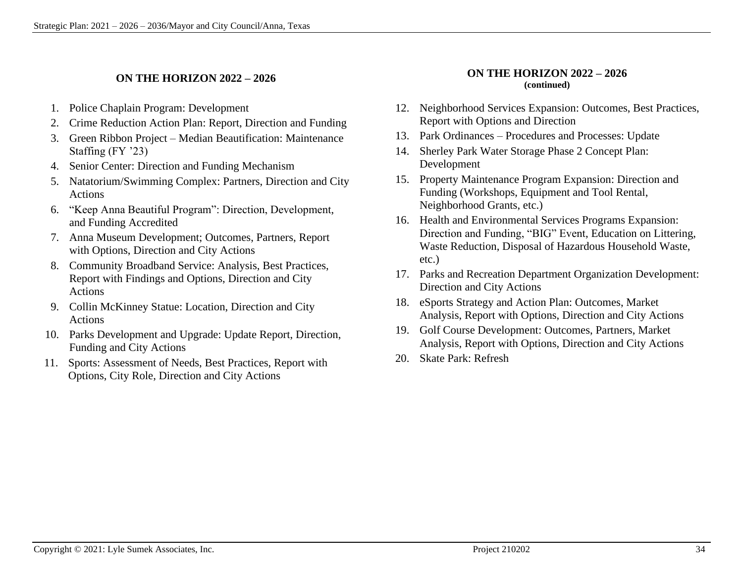## ON THE HORIZON 2022 – 2026

1. Police Chaplain Program: Development
2. Crime Reduction Action Plan: Report, Direction and Funding
3. Green Ribbon Project – Median Beautification: Maintenance Staffing (FY '23)
4. Senior Center: Direction and Funding Mechanism
5. Natatorium/Swimming Complex: Partners, Direction and City Actions
6. "Keep Anna Beautiful Program": Direction, Development, and Funding Accredited
7. Anna Museum Development; Outcomes, Partners, Report with Options, Direction and City Actions
8. Community Broadband Service: Analysis, Best Practices, Report with Findings and Options, Direction and City Actions
9. Collin McKinney Statue: Location, Direction and City Actions
10. Parks Development and Upgrade: Update Report, Direction, Funding and City Actions
11. Sports: Assessment of Needs, Best Practices, Report with Options, City Role, Direction and City Actions

## ON THE HORIZON 2022 – 2026
**(continued)**

12. Neighborhood Services Expansion: Outcomes, Best Practices, Report with Options and Direction
13. Park Ordinances – Procedures and Processes: Update
14. Sherley Park Water Storage Phase 2 Concept Plan: Development
15. Property Maintenance Program Expansion: Direction and Funding (Workshops, Equipment and Tool Rental, Neighborhood Grants, etc.)
16. Health and Environmental Services Programs Expansion: Direction and Funding, "BIG" Event, Education on Littering, Waste Reduction, Disposal of Hazardous Household Waste, etc.)
17. Parks and Recreation Department Organization Development: Direction and City Actions
18. eSports Strategy and Action Plan: Outcomes, Market Analysis, Report with Options, Direction and City Actions
19. Golf Course Development: Outcomes, Partners, Market Analysis, Report with Options, Direction and City Actions
20. Skate Park: Refresh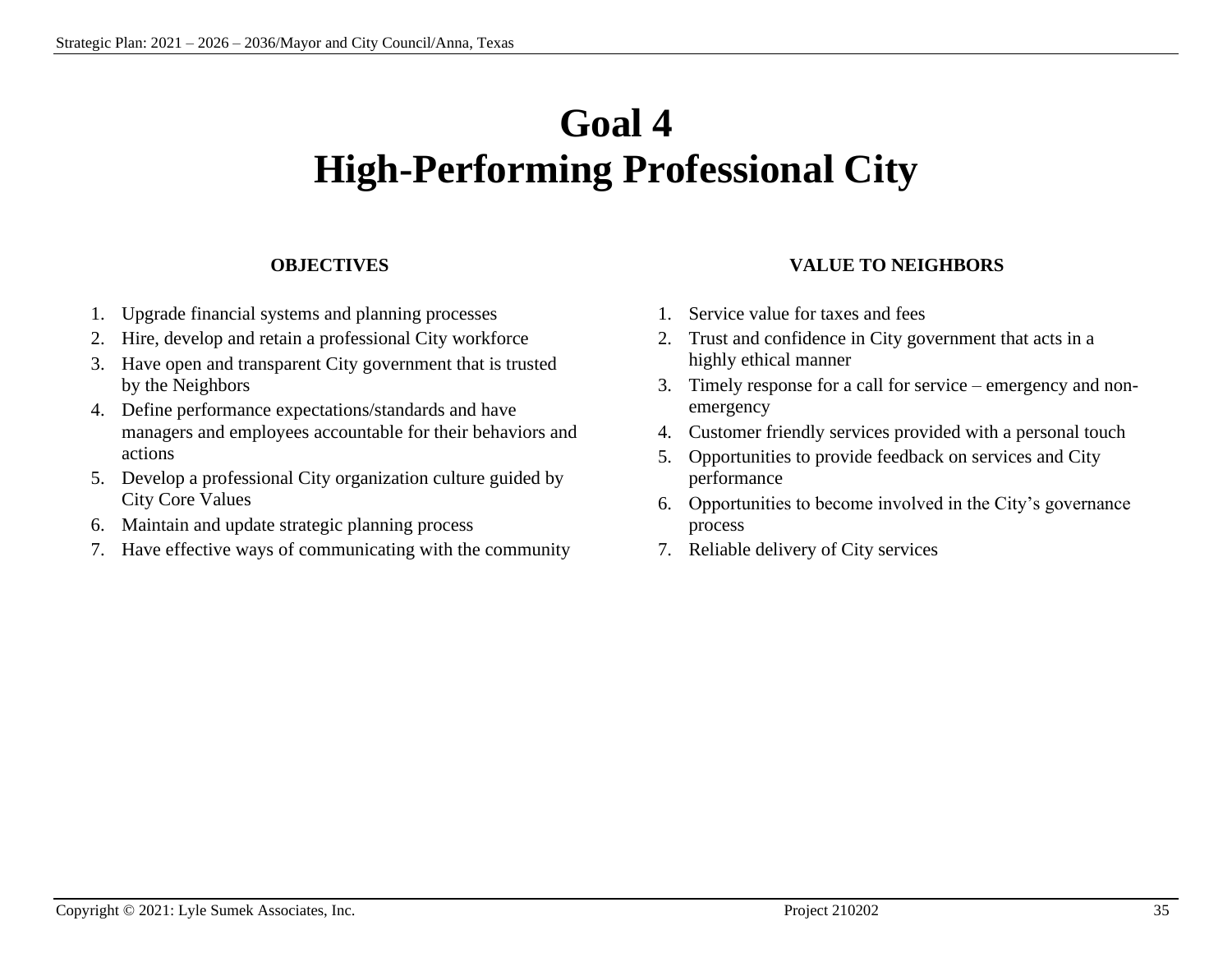# Goal 4
# High-Performing Professional City

## OBJECTIVES

1. Upgrade financial systems and planning processes
2. Hire, develop and retain a professional City workforce
3. Have open and transparent City government that is trusted by the Neighbors
4. Define performance expectations/standards and have managers and employees accountable for their behaviors and actions
5. Develop a professional City organization culture guided by City Core Values
6. Maintain and update strategic planning process
7. Have effective ways of communicating with the community

## VALUE TO NEIGHBORS

1. Service value for taxes and fees
2. Trust and confidence in City government that acts in a highly ethical manner
3. Timely response for a call for service – emergency and non-emergency
4. Customer friendly services provided with a personal touch
5. Opportunities to provide feedback on services and City performance
6. Opportunities to become involved in the City's governance process
7. Reliable delivery of City services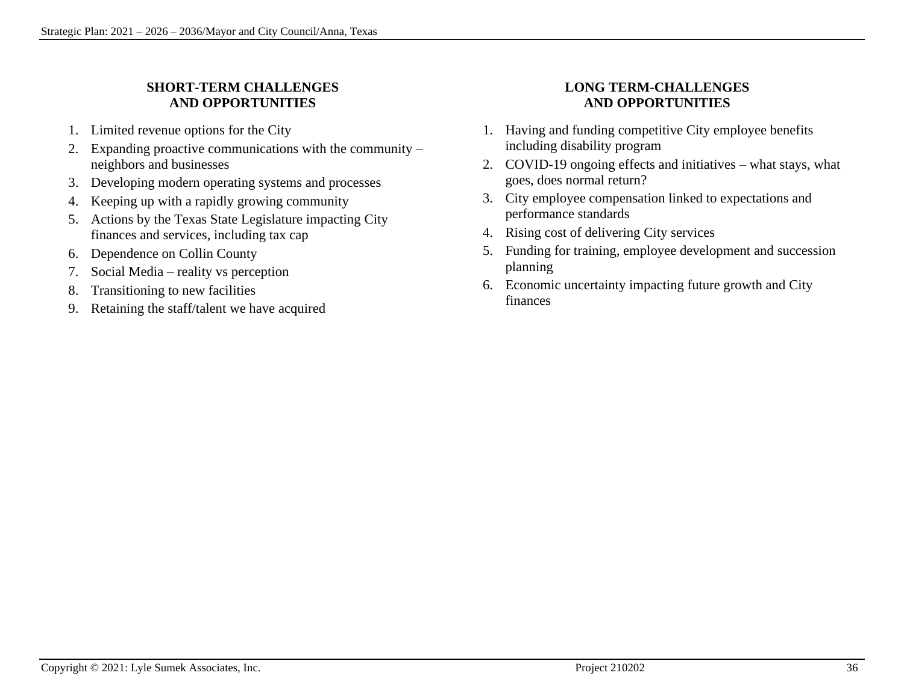## SHORT-TERM CHALLENGES AND OPPORTUNITIES

1. Limited revenue options for the City
2. Expanding proactive communications with the community – neighbors and businesses
3. Developing modern operating systems and processes
4. Keeping up with a rapidly growing community
5. Actions by the Texas State Legislature impacting City finances and services, including tax cap
6. Dependence on Collin County
7. Social Media – reality vs perception
8. Transitioning to new facilities
9. Retaining the staff/talent we have acquired

## LONG TERM-CHALLENGES AND OPPORTUNITIES

1. Having and funding competitive City employee benefits including disability program
2. COVID-19 ongoing effects and initiatives – what stays, what goes, does normal return?
3. City employee compensation linked to expectations and performance standards
4. Rising cost of delivering City services
5. Funding for training, employee development and succession planning
6. Economic uncertainty impacting future growth and City finances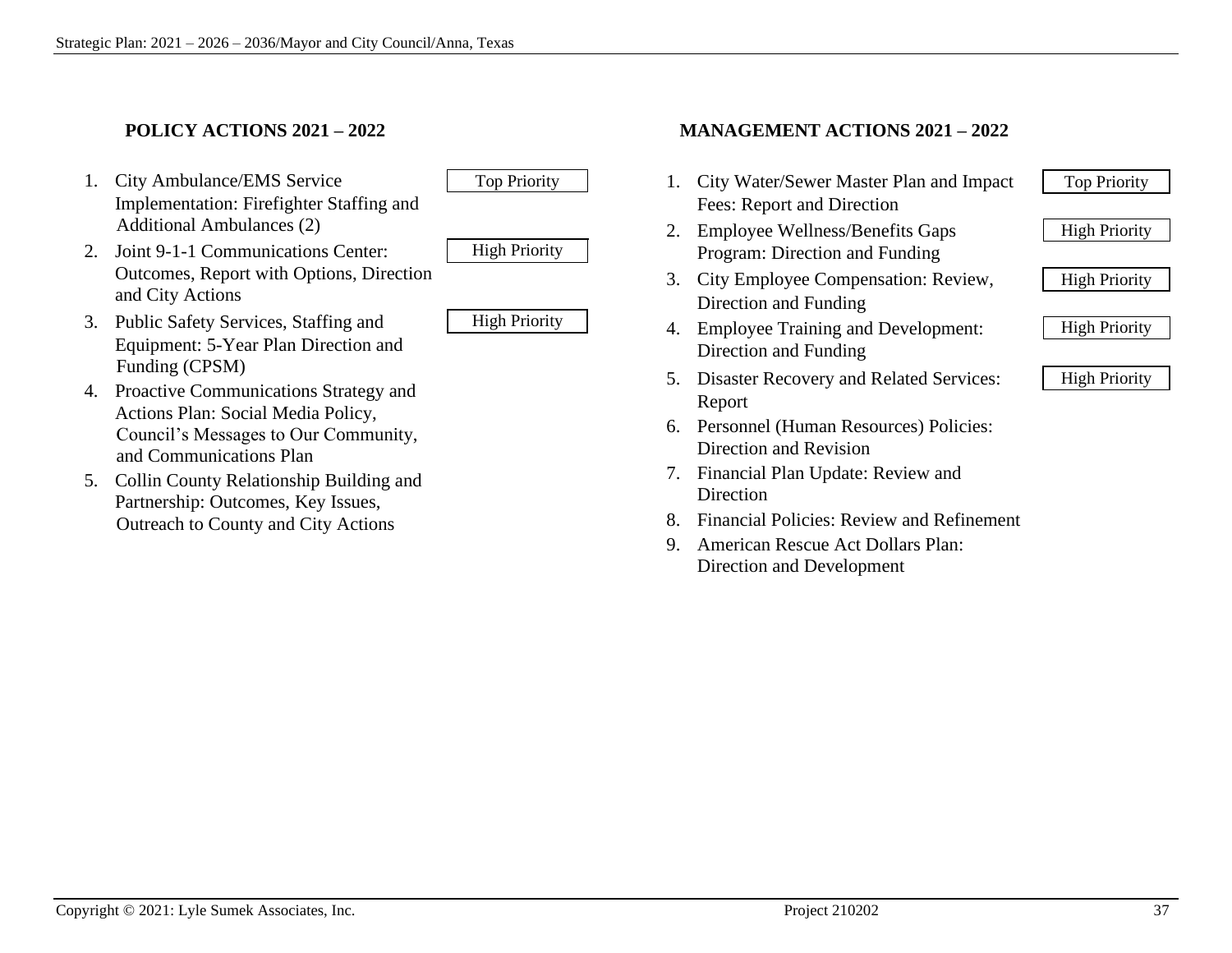## POLICY ACTIONS 2021 – 2022

1. City Ambulance/EMS Service Implementation: Firefighter Staffing and Additional Ambulances (2) — Top Priority
2. Joint 9-1-1 Communications Center: Outcomes, Report with Options, Direction and City Actions — High Priority
3. Public Safety Services, Staffing and Equipment: 5-Year Plan Direction and Funding (CPSM) — High Priority
4. Proactive Communications Strategy and Actions Plan: Social Media Policy, Council's Messages to Our Community, and Communications Plan
5. Collin County Relationship Building and Partnership: Outcomes, Key Issues, Outreach to County and City Actions

## MANAGEMENT ACTIONS 2021 – 2022

1. City Water/Sewer Master Plan and Impact Fees: Report and Direction — Top Priority
2. Employee Wellness/Benefits Gaps Program: Direction and Funding — High Priority
3. City Employee Compensation: Review, Direction and Funding — High Priority
4. Employee Training and Development: Direction and Funding — High Priority
5. Disaster Recovery and Related Services: Report — High Priority
6. Personnel (Human Resources) Policies: Direction and Revision
7. Financial Plan Update: Review and Direction
8. Financial Policies: Review and Refinement
9. American Rescue Act Dollars Plan: Direction and Development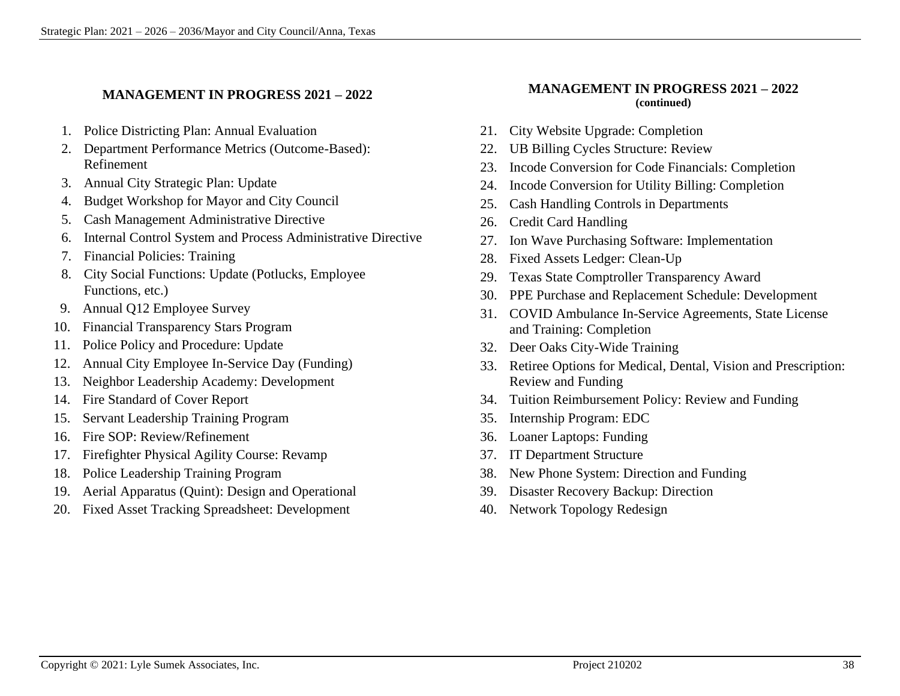## MANAGEMENT IN PROGRESS 2021 – 2022

1. Police Districting Plan: Annual Evaluation
2. Department Performance Metrics (Outcome-Based): Refinement
3. Annual City Strategic Plan: Update
4. Budget Workshop for Mayor and City Council
5. Cash Management Administrative Directive
6. Internal Control System and Process Administrative Directive
7. Financial Policies: Training
8. City Social Functions: Update (Potlucks, Employee Functions, etc.)
9. Annual Q12 Employee Survey
10. Financial Transparency Stars Program
11. Police Policy and Procedure: Update
12. Annual City Employee In-Service Day (Funding)
13. Neighbor Leadership Academy: Development
14. Fire Standard of Cover Report
15. Servant Leadership Training Program
16. Fire SOP: Review/Refinement
17. Firefighter Physical Agility Course: Revamp
18. Police Leadership Training Program
19. Aerial Apparatus (Quint): Design and Operational
20. Fixed Asset Tracking Spreadsheet: Development

## MANAGEMENT IN PROGRESS 2021 – 2022 (continued)

21. City Website Upgrade: Completion
22. UB Billing Cycles Structure: Review
23. Incode Conversion for Code Financials: Completion
24. Incode Conversion for Utility Billing: Completion
25. Cash Handling Controls in Departments
26. Credit Card Handling
27. Ion Wave Purchasing Software: Implementation
28. Fixed Assets Ledger: Clean-Up
29. Texas State Comptroller Transparency Award
30. PPE Purchase and Replacement Schedule: Development
31. COVID Ambulance In-Service Agreements, State License and Training: Completion
32. Deer Oaks City-Wide Training
33. Retiree Options for Medical, Dental, Vision and Prescription: Review and Funding
34. Tuition Reimbursement Policy: Review and Funding
35. Internship Program: EDC
36. Loaner Laptops: Funding
37. IT Department Structure
38. New Phone System: Direction and Funding
39. Disaster Recovery Backup: Direction
40. Network Topology Redesign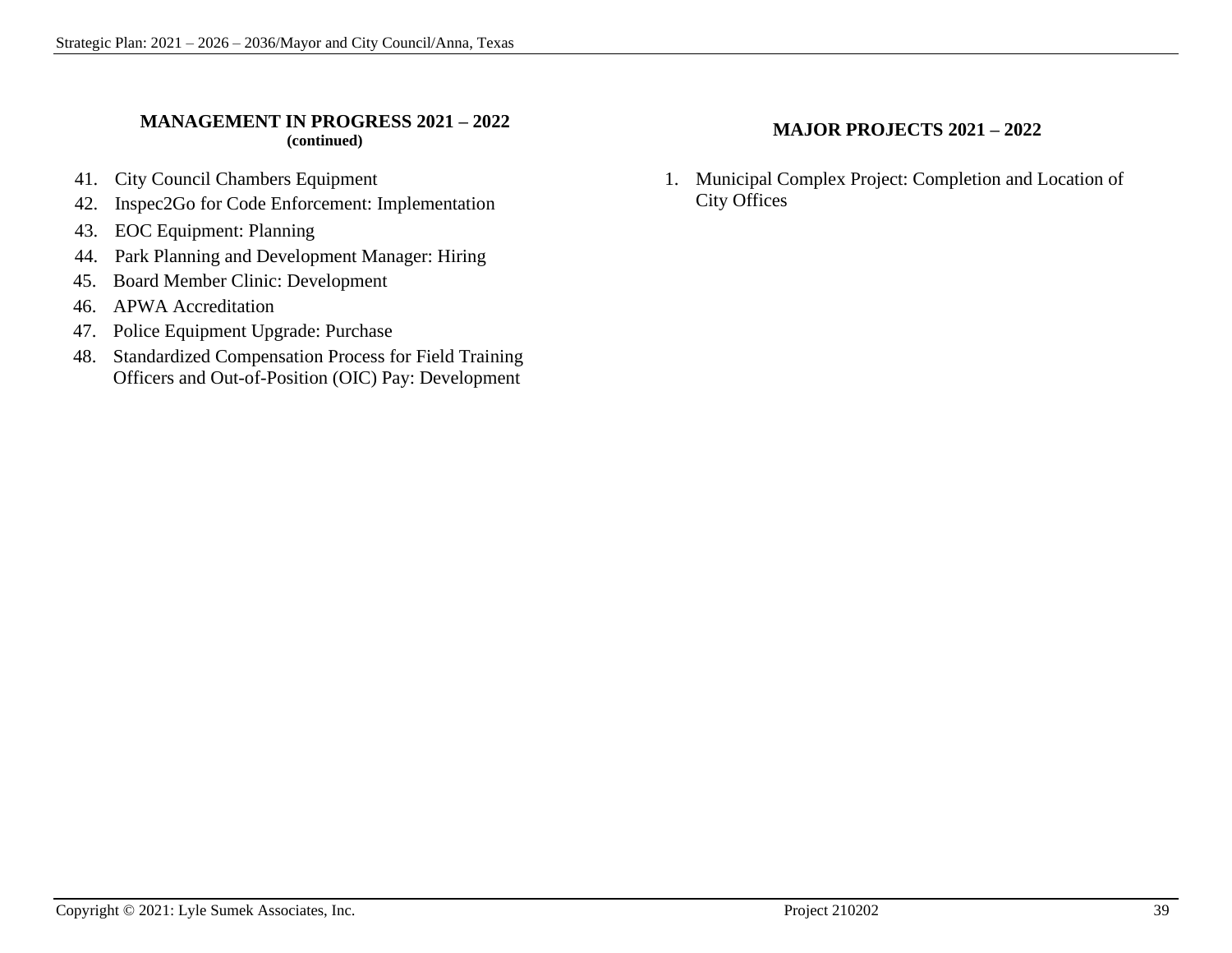## MANAGEMENT IN PROGRESS 2021 – 2022
**(continued)**

41. City Council Chambers Equipment
42. Inspec2Go for Code Enforcement: Implementation
43. EOC Equipment: Planning
44. Park Planning and Development Manager: Hiring
45. Board Member Clinic: Development
46. APWA Accreditation
47. Police Equipment Upgrade: Purchase
48. Standardized Compensation Process for Field Training Officers and Out-of-Position (OIC) Pay: Development

## MAJOR PROJECTS 2021 – 2022

1. Municipal Complex Project: Completion and Location of City Offices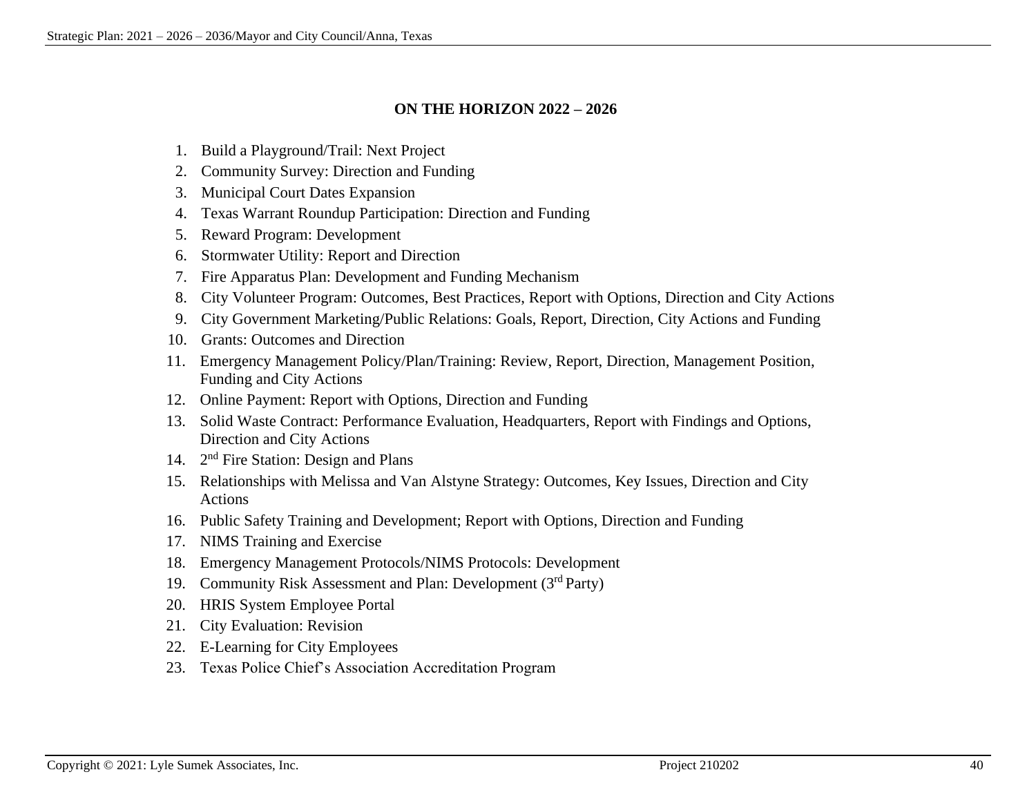## ON THE HORIZON 2022 – 2026

1. Build a Playground/Trail: Next Project
2. Community Survey: Direction and Funding
3. Municipal Court Dates Expansion
4. Texas Warrant Roundup Participation: Direction and Funding
5. Reward Program: Development
6. Stormwater Utility: Report and Direction
7. Fire Apparatus Plan: Development and Funding Mechanism
8. City Volunteer Program: Outcomes, Best Practices, Report with Options, Direction and City Actions
9. City Government Marketing/Public Relations: Goals, Report, Direction, City Actions and Funding
10. Grants: Outcomes and Direction
11. Emergency Management Policy/Plan/Training: Review, Report, Direction, Management Position, Funding and City Actions
12. Online Payment: Report with Options, Direction and Funding
13. Solid Waste Contract: Performance Evaluation, Headquarters, Report with Findings and Options, Direction and City Actions
14. 2nd Fire Station: Design and Plans
15. Relationships with Melissa and Van Alstyne Strategy: Outcomes, Key Issues, Direction and City Actions
16. Public Safety Training and Development; Report with Options, Direction and Funding
17. NIMS Training and Exercise
18. Emergency Management Protocols/NIMS Protocols: Development
19. Community Risk Assessment and Plan: Development (3rd Party)
20. HRIS System Employee Portal
21. City Evaluation: Revision
22. E-Learning for City Employees
23. Texas Police Chief's Association Accreditation Program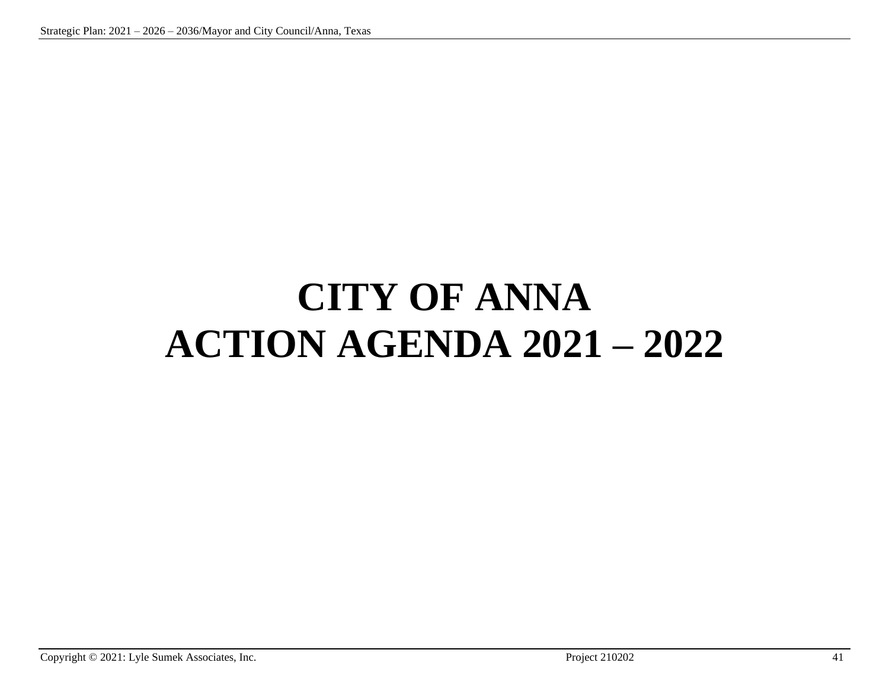# CITY OF ANNA
# ACTION AGENDA 2021 – 2022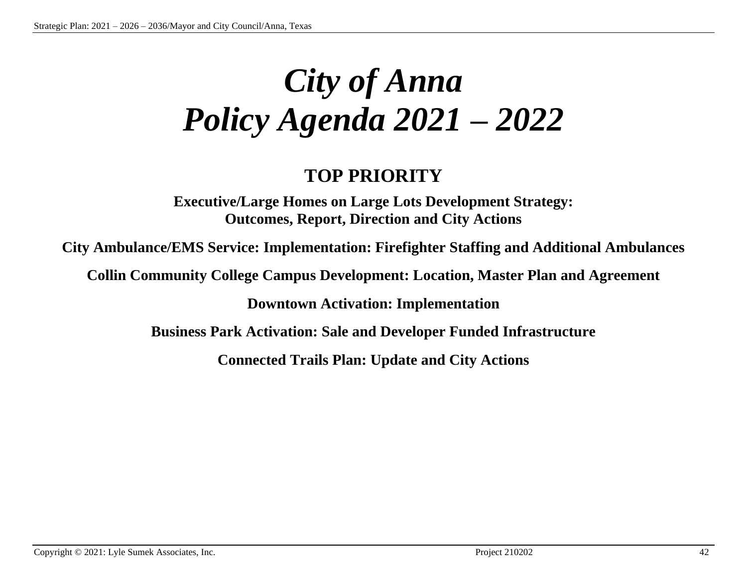# *City of Anna*
# *Policy Agenda 2021 – 2022*

## TOP PRIORITY

**Executive/Large Homes on Large Lots Development Strategy: Outcomes, Report, Direction and City Actions**

**City Ambulance/EMS Service: Implementation: Firefighter Staffing and Additional Ambulances**

**Collin Community College Campus Development: Location, Master Plan and Agreement**

**Downtown Activation: Implementation**

**Business Park Activation: Sale and Developer Funded Infrastructure**

**Connected Trails Plan: Update and City Actions**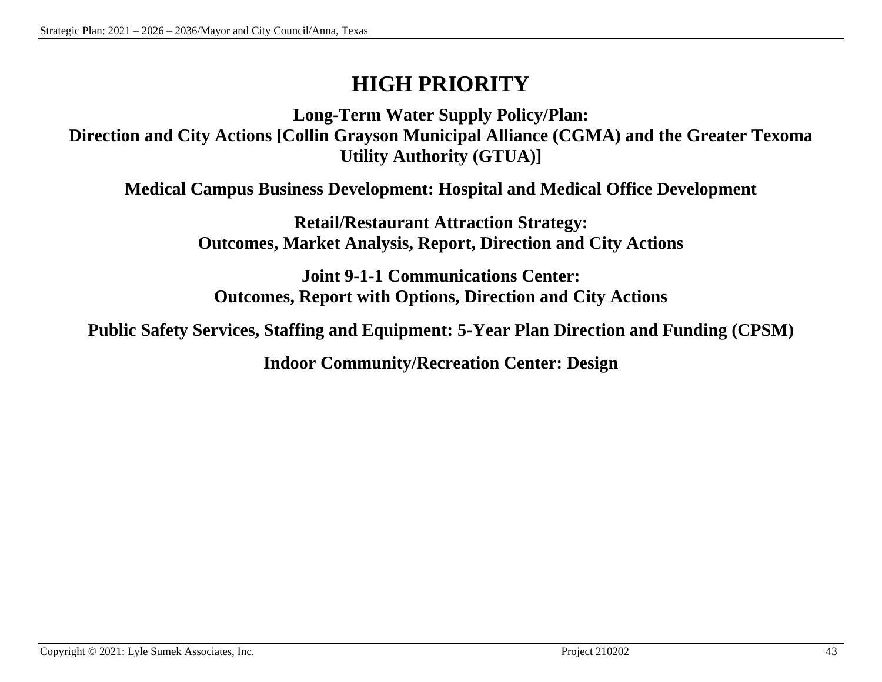# HIGH PRIORITY

**Long-Term Water Supply Policy/Plan:**
**Direction and City Actions [Collin Grayson Municipal Alliance (CGMA) and the Greater Texoma Utility Authority (GTUA)]**

**Medical Campus Business Development: Hospital and Medical Office Development**

**Retail/Restaurant Attraction Strategy:**
**Outcomes, Market Analysis, Report, Direction and City Actions**

**Joint 9-1-1 Communications Center:**
**Outcomes, Report with Options, Direction and City Actions**

**Public Safety Services, Staffing and Equipment: 5-Year Plan Direction and Funding (CPSM)**

**Indoor Community/Recreation Center: Design**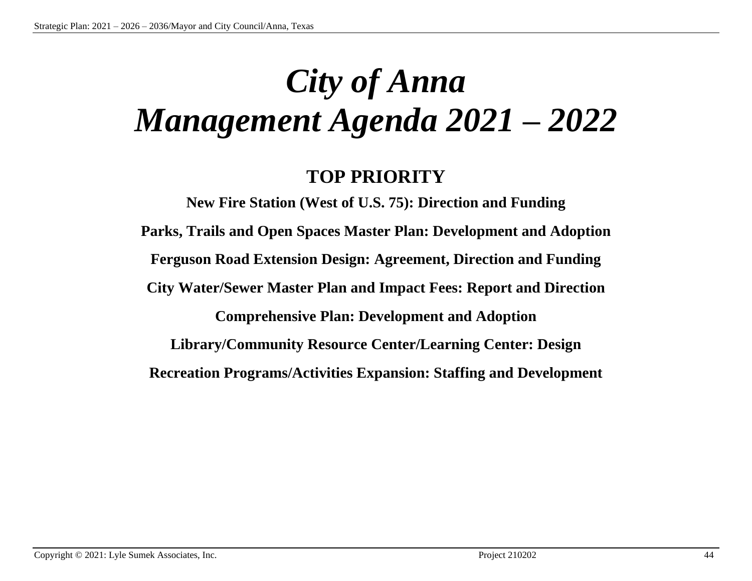# *City of Anna*
# *Management Agenda 2021 – 2022*

## TOP PRIORITY

**New Fire Station (West of U.S. 75): Direction and Funding**

**Parks, Trails and Open Spaces Master Plan: Development and Adoption**

**Ferguson Road Extension Design: Agreement, Direction and Funding**

**City Water/Sewer Master Plan and Impact Fees: Report and Direction**

**Comprehensive Plan: Development and Adoption**

**Library/Community Resource Center/Learning Center: Design**

**Recreation Programs/Activities Expansion: Staffing and Development**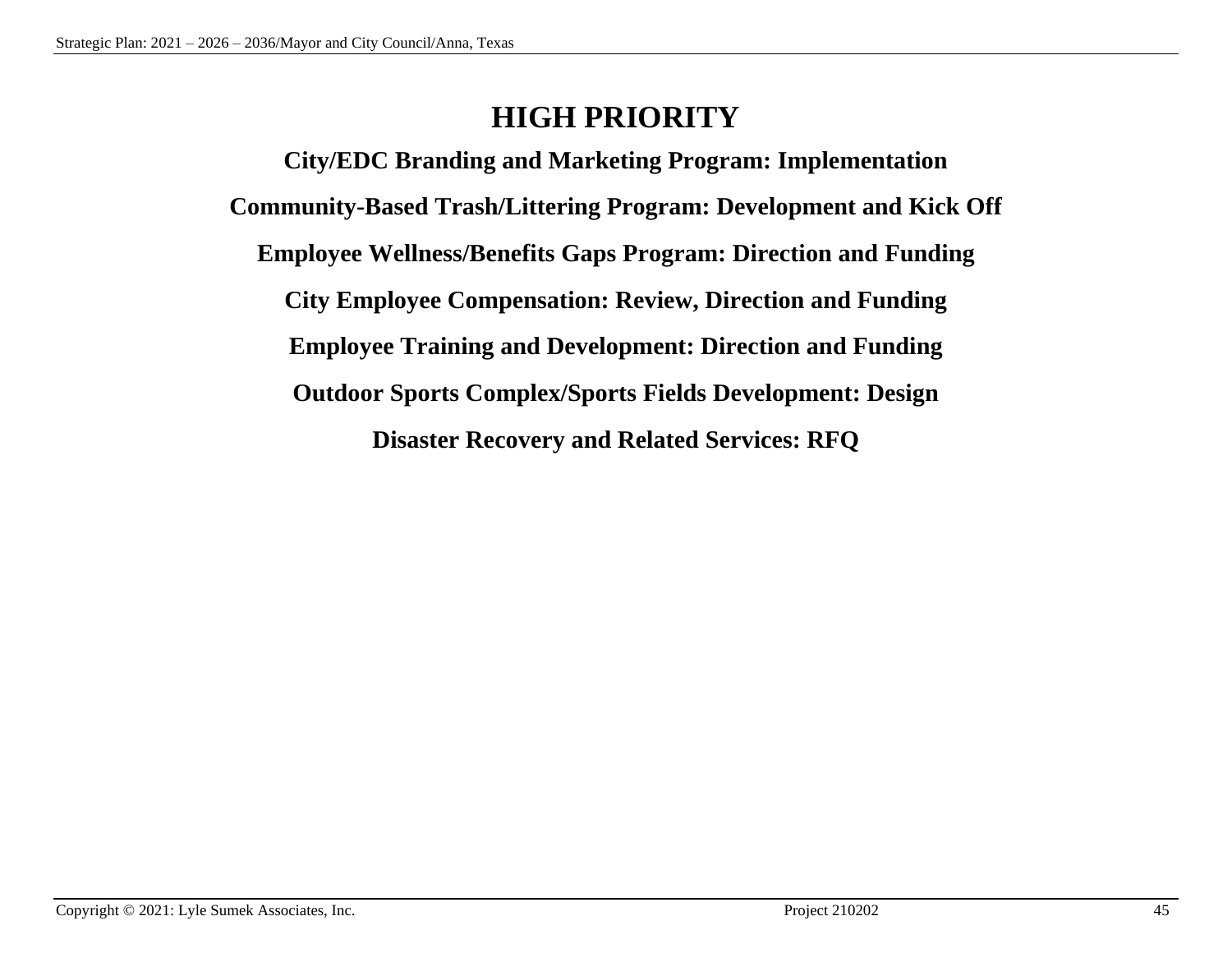# HIGH PRIORITY

**City/EDC Branding and Marketing Program: Implementation**

**Community-Based Trash/Littering Program: Development and Kick Off**

**Employee Wellness/Benefits Gaps Program: Direction and Funding**

**City Employee Compensation: Review, Direction and Funding**

**Employee Training and Development: Direction and Funding**

**Outdoor Sports Complex/Sports Fields Development: Design**

**Disaster Recovery and Related Services: RFQ**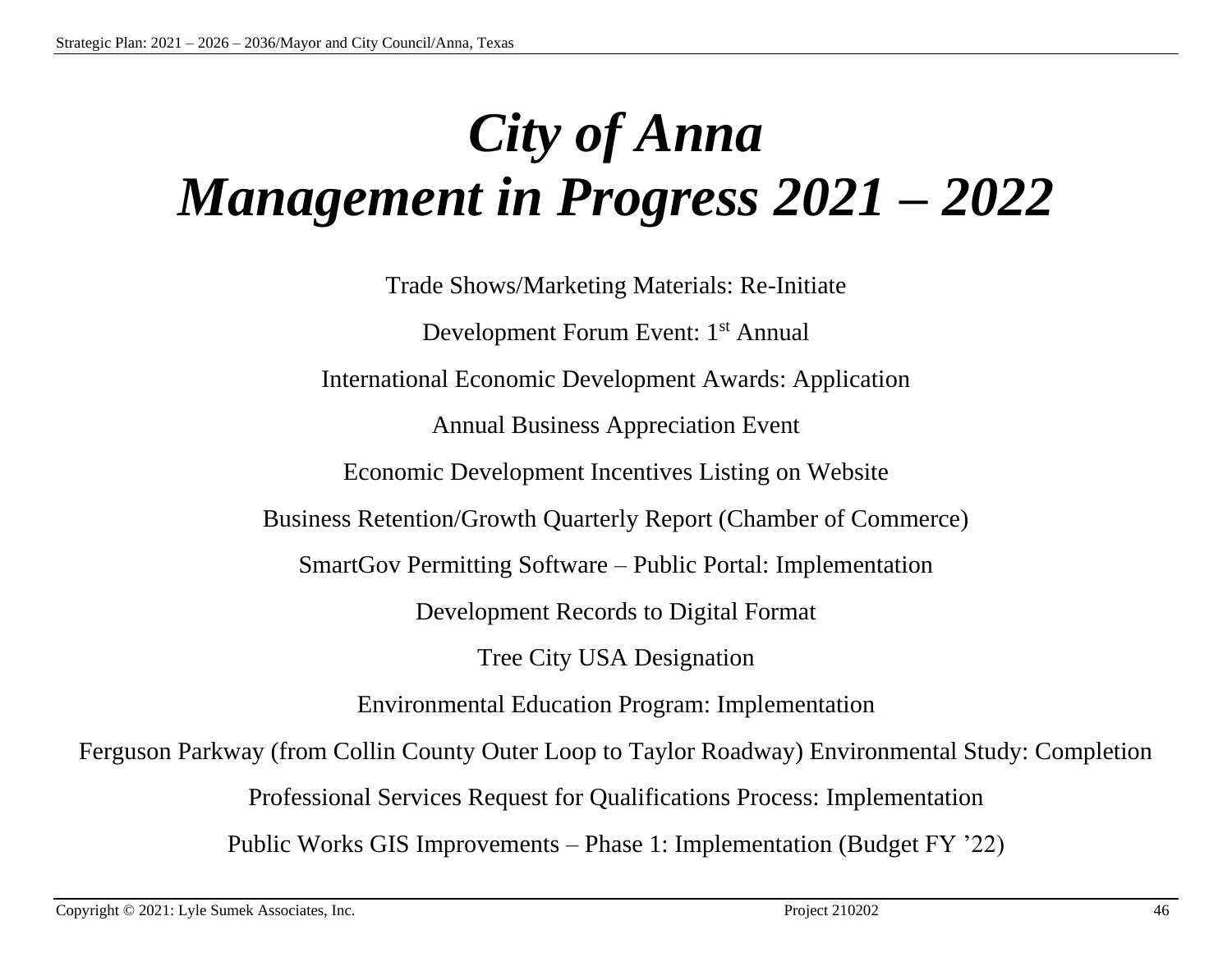# *City of Anna*
# *Management in Progress 2021 – 2022*

Trade Shows/Marketing Materials: Re-Initiate

Development Forum Event: 1st Annual

International Economic Development Awards: Application

Annual Business Appreciation Event

Economic Development Incentives Listing on Website

Business Retention/Growth Quarterly Report (Chamber of Commerce)

SmartGov Permitting Software – Public Portal: Implementation

Development Records to Digital Format

Tree City USA Designation

Environmental Education Program: Implementation

Ferguson Parkway (from Collin County Outer Loop to Taylor Roadway) Environmental Study: Completion

Professional Services Request for Qualifications Process: Implementation

Public Works GIS Improvements – Phase 1: Implementation (Budget FY '22)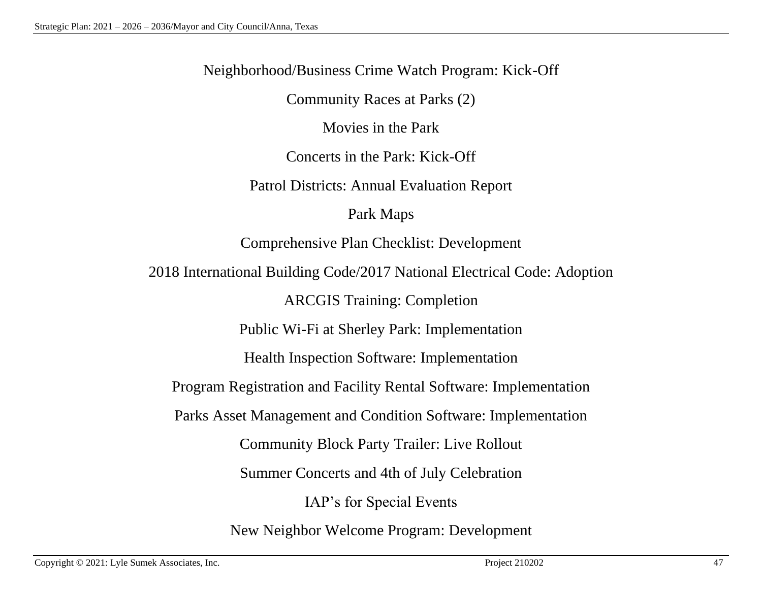Neighborhood/Business Crime Watch Program: Kick-Off

Community Races at Parks (2)

Movies in the Park

Concerts in the Park: Kick-Off

Patrol Districts: Annual Evaluation Report

Park Maps

Comprehensive Plan Checklist: Development

2018 International Building Code/2017 National Electrical Code: Adoption

ARCGIS Training: Completion

Public Wi-Fi at Sherley Park: Implementation

Health Inspection Software: Implementation

Program Registration and Facility Rental Software: Implementation

Parks Asset Management and Condition Software: Implementation

Community Block Party Trailer: Live Rollout

Summer Concerts and 4th of July Celebration

IAP's for Special Events

New Neighbor Welcome Program: Development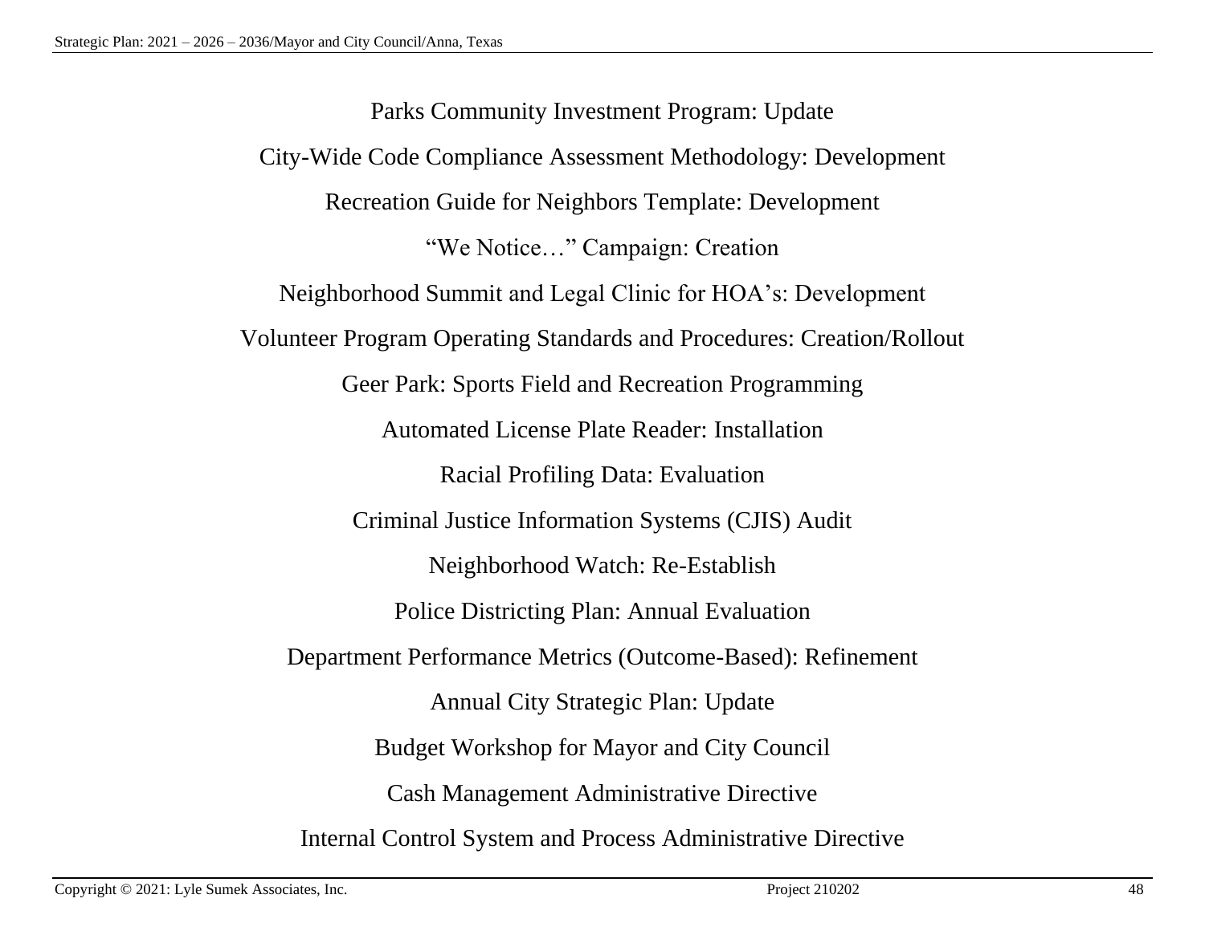Parks Community Investment Program: Update

City-Wide Code Compliance Assessment Methodology: Development

Recreation Guide for Neighbors Template: Development

"We Notice…" Campaign: Creation

Neighborhood Summit and Legal Clinic for HOA's: Development

Volunteer Program Operating Standards and Procedures: Creation/Rollout

Geer Park: Sports Field and Recreation Programming

Automated License Plate Reader: Installation

Racial Profiling Data: Evaluation

Criminal Justice Information Systems (CJIS) Audit

Neighborhood Watch: Re-Establish

Police Districting Plan: Annual Evaluation

Department Performance Metrics (Outcome-Based): Refinement

Annual City Strategic Plan: Update

Budget Workshop for Mayor and City Council

Cash Management Administrative Directive

Internal Control System and Process Administrative Directive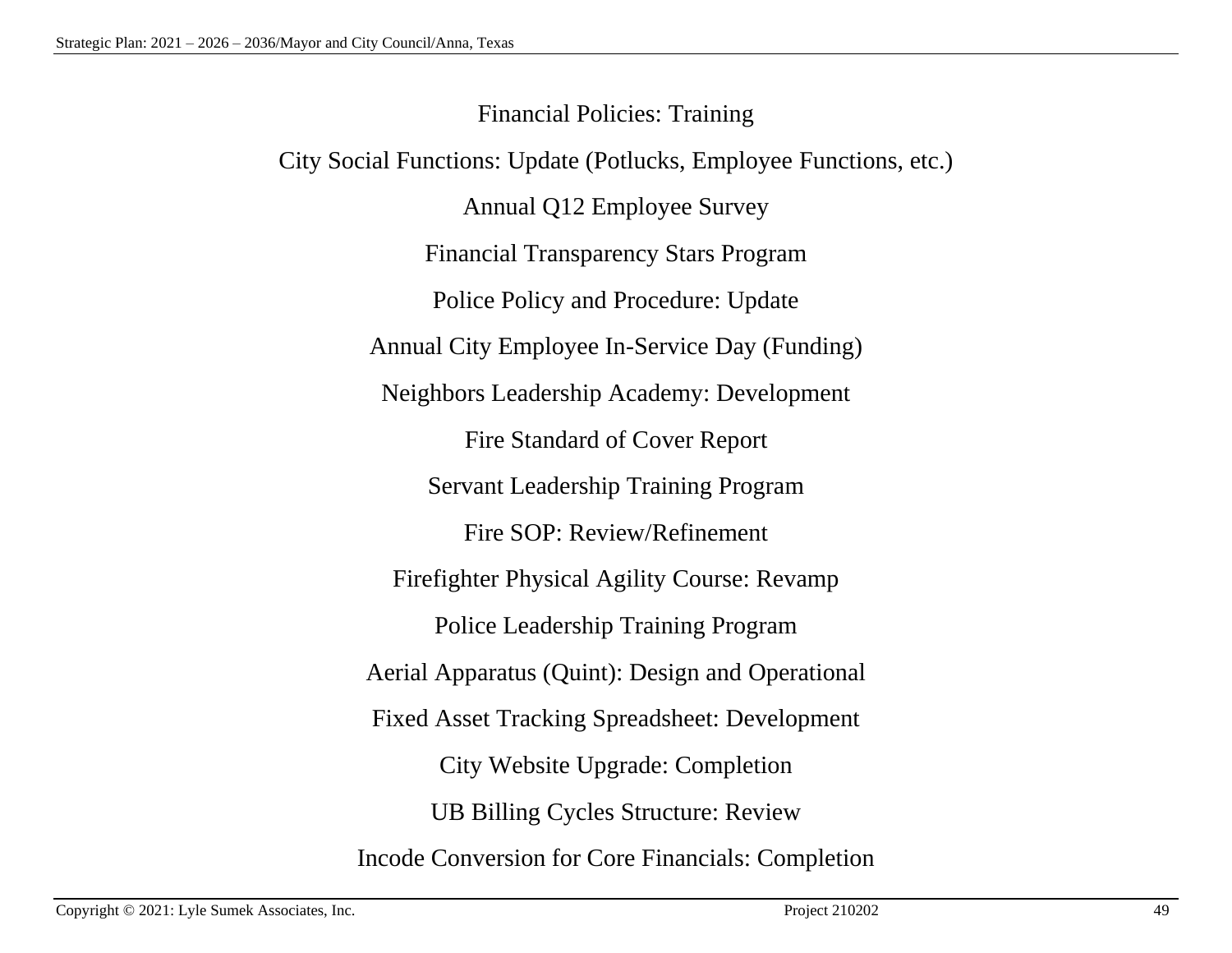Financial Policies: Training

City Social Functions: Update (Potlucks, Employee Functions, etc.)

Annual Q12 Employee Survey

Financial Transparency Stars Program

Police Policy and Procedure: Update

Annual City Employee In-Service Day (Funding)

Neighbors Leadership Academy: Development

Fire Standard of Cover Report

Servant Leadership Training Program

Fire SOP: Review/Refinement

Firefighter Physical Agility Course: Revamp

Police Leadership Training Program

Aerial Apparatus (Quint): Design and Operational

Fixed Asset Tracking Spreadsheet: Development

City Website Upgrade: Completion

UB Billing Cycles Structure: Review

Incode Conversion for Core Financials: Completion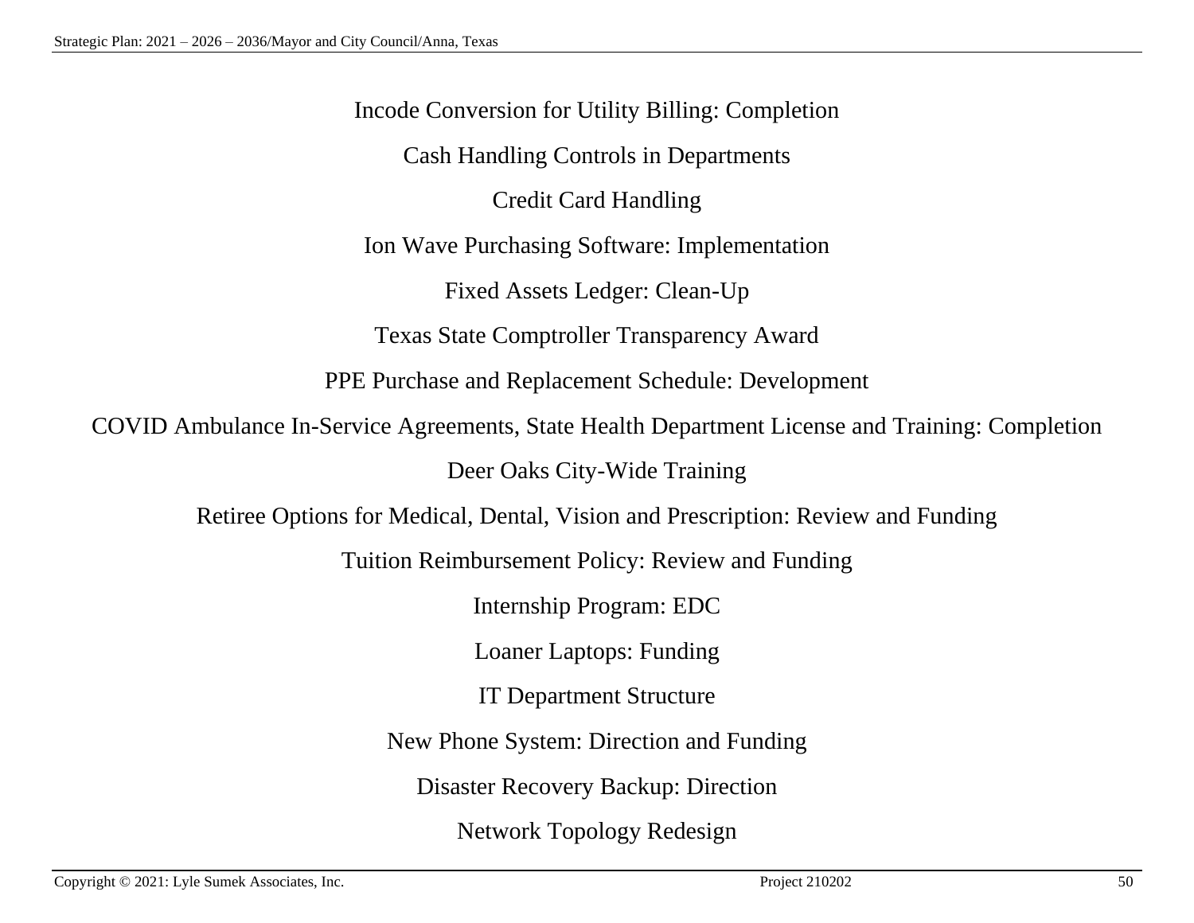Incode Conversion for Utility Billing: Completion

Cash Handling Controls in Departments

Credit Card Handling

Ion Wave Purchasing Software: Implementation

Fixed Assets Ledger: Clean-Up

Texas State Comptroller Transparency Award

PPE Purchase and Replacement Schedule: Development

COVID Ambulance In-Service Agreements, State Health Department License and Training: Completion

Deer Oaks City-Wide Training

Retiree Options for Medical, Dental, Vision and Prescription: Review and Funding

Tuition Reimbursement Policy: Review and Funding

Internship Program: EDC

Loaner Laptops: Funding

IT Department Structure

New Phone System: Direction and Funding

Disaster Recovery Backup: Direction

Network Topology Redesign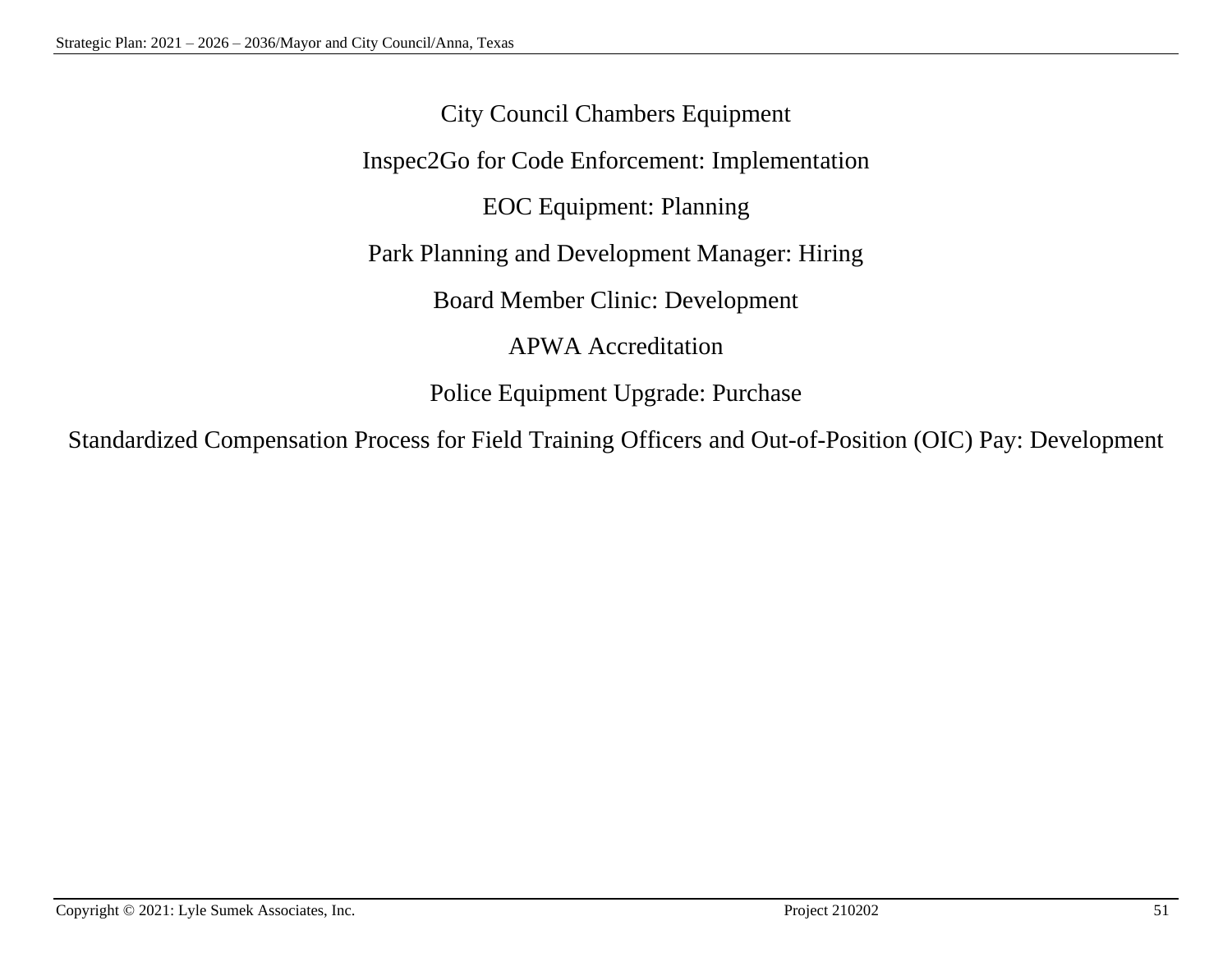City Council Chambers Equipment

Inspec2Go for Code Enforcement: Implementation

EOC Equipment: Planning

Park Planning and Development Manager: Hiring

Board Member Clinic: Development

APWA Accreditation

Police Equipment Upgrade: Purchase

Standardized Compensation Process for Field Training Officers and Out-of-Position (OIC) Pay: Development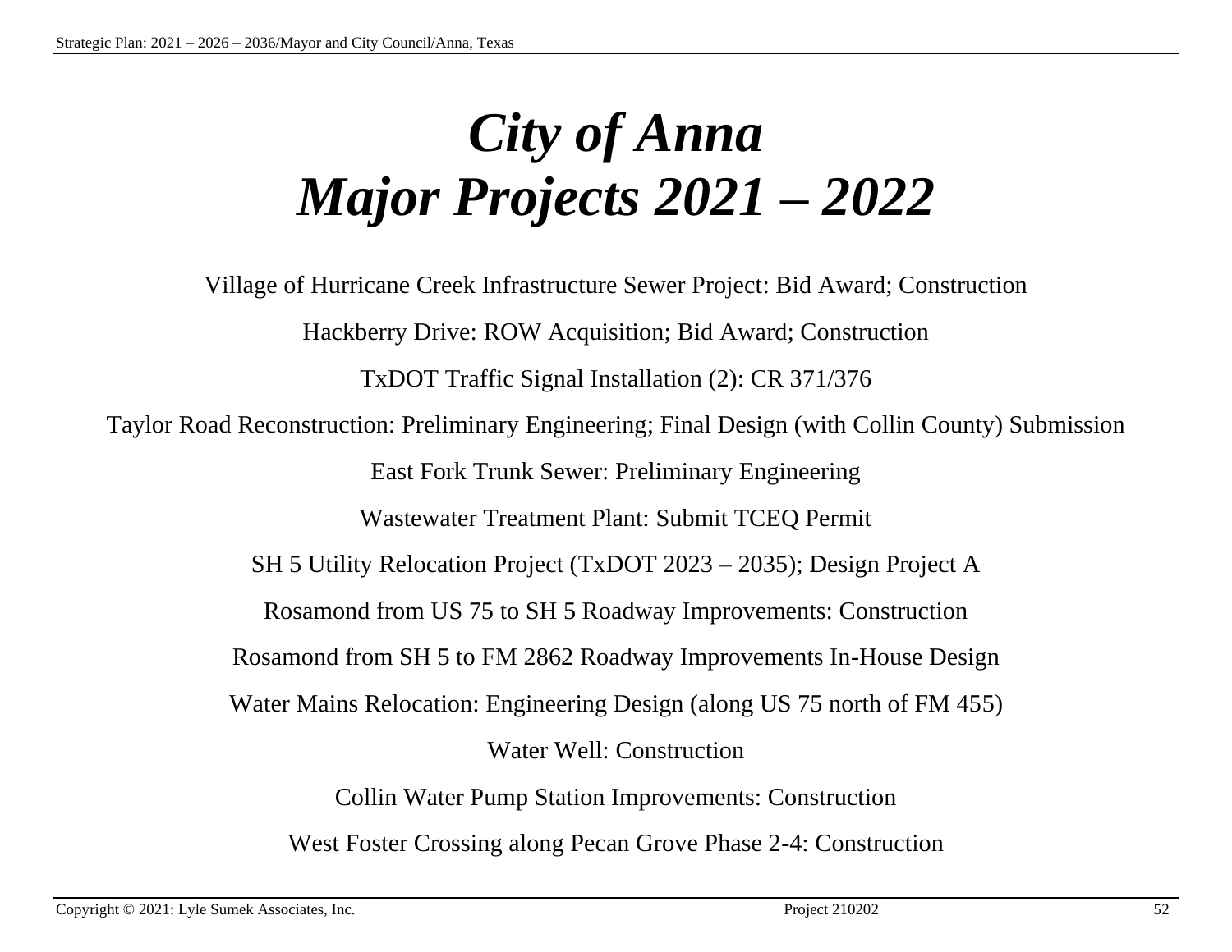# *City of Anna*
# *Major Projects 2021 – 2022*

Village of Hurricane Creek Infrastructure Sewer Project: Bid Award; Construction

Hackberry Drive: ROW Acquisition; Bid Award; Construction

TxDOT Traffic Signal Installation (2): CR 371/376

Taylor Road Reconstruction: Preliminary Engineering; Final Design (with Collin County) Submission

East Fork Trunk Sewer: Preliminary Engineering

Wastewater Treatment Plant: Submit TCEQ Permit

SH 5 Utility Relocation Project (TxDOT 2023 – 2035); Design Project A

Rosamond from US 75 to SH 5 Roadway Improvements: Construction

Rosamond from SH 5 to FM 2862 Roadway Improvements In-House Design

Water Mains Relocation: Engineering Design (along US 75 north of FM 455)

Water Well: Construction

Collin Water Pump Station Improvements: Construction

West Foster Crossing along Pecan Grove Phase 2-4: Construction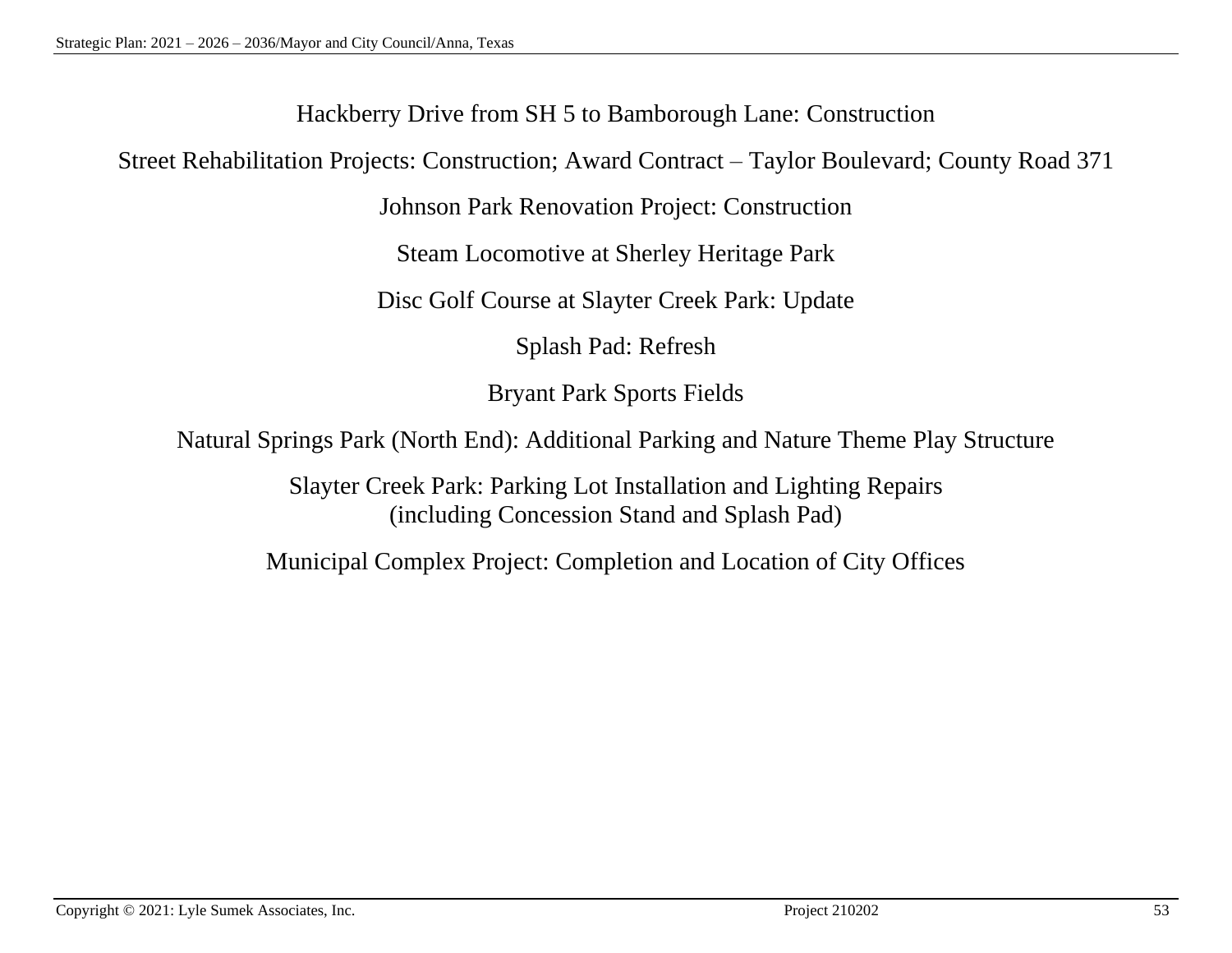Hackberry Drive from SH 5 to Bamborough Lane: Construction

Street Rehabilitation Projects: Construction; Award Contract – Taylor Boulevard; County Road 371

Johnson Park Renovation Project: Construction

Steam Locomotive at Sherley Heritage Park

Disc Golf Course at Slayter Creek Park: Update

Splash Pad: Refresh

Bryant Park Sports Fields

Natural Springs Park (North End): Additional Parking and Nature Theme Play Structure

Slayter Creek Park: Parking Lot Installation and Lighting Repairs
(including Concession Stand and Splash Pad)

Municipal Complex Project: Completion and Location of City Offices